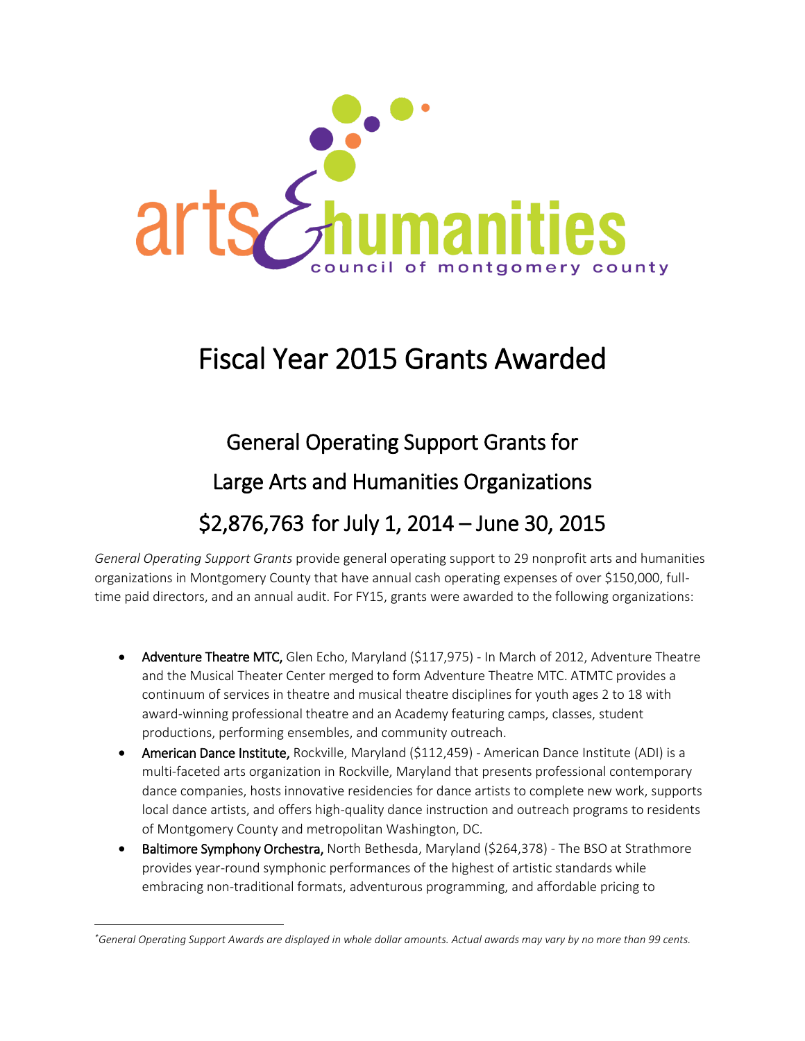arts & humanities council of montgomery county

# Fiscal Year 2015 Grants Awarded

## General Operating Support Grants for

## Large Arts and Humanities Organizations

## $2,876,763 for July 1, 2014 – June 30, 2015

*General Operating Support Grants* provide general operating support to 29 nonprofit arts and humanities organizations in Montgomery County that have annual cash operating expenses of over $150,000, full-time paid directors, and an annual audit. For FY15, grants were awarded to the following organizations:

- Adventure Theatre MTC, Glen Echo, Maryland ($117,975) - In March of 2012, Adventure Theatre and the Musical Theater Center merged to form Adventure Theatre MTC. ATMTC provides a continuum of services in theatre and musical theatre disciplines for youth ages 2 to 18 with award-winning professional theatre and an Academy featuring camps, classes, student productions, performing ensembles, and community outreach.
- American Dance Institute, Rockville, Maryland ($112,459) - American Dance Institute (ADI) is a multi-faceted arts organization in Rockville, Maryland that presents professional contemporary dance companies, hosts innovative residencies for dance artists to complete new work, supports local dance artists, and offers high-quality dance instruction and outreach programs to residents of Montgomery County and metropolitan Washington, DC.
- Baltimore Symphony Orchestra, North Bethesda, Maryland ($264,378) - The BSO at Strathmore provides year-round symphonic performances of the highest of artistic standards while embracing non-traditional formats, adventurous programming, and affordable pricing to

*General Operating Support Awards are displayed in whole dollar amounts. Actual awards may vary by no more than 99 cents.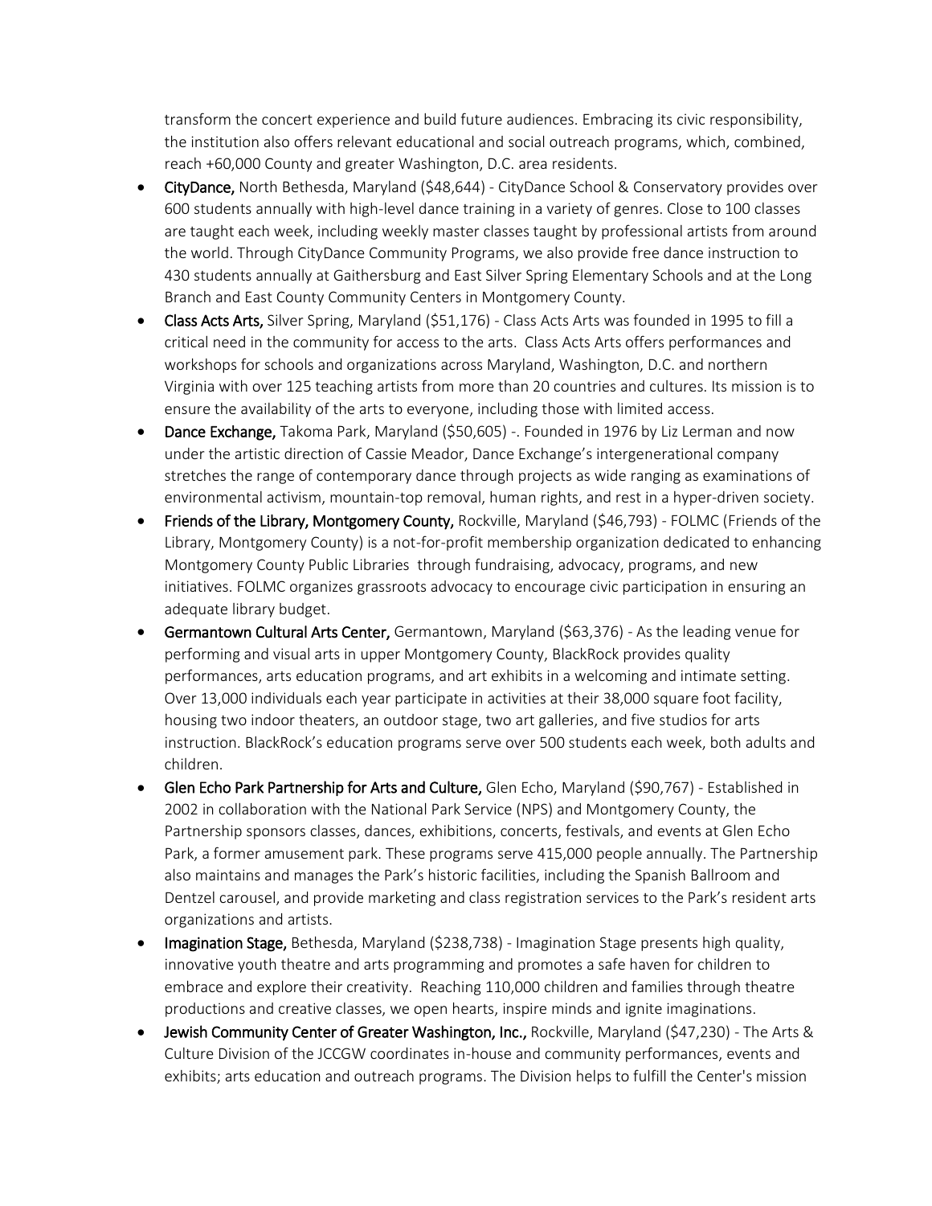transform the concert experience and build future audiences. Embracing its civic responsibility, the institution also offers relevant educational and social outreach programs, which, combined, reach +60,000 County and greater Washington, D.C. area residents.

- **CityDance,** North Bethesda, Maryland ($48,644) - CityDance School & Conservatory provides over 600 students annually with high-level dance training in a variety of genres. Close to 100 classes are taught each week, including weekly master classes taught by professional artists from around the world. Through CityDance Community Programs, we also provide free dance instruction to 430 students annually at Gaithersburg and East Silver Spring Elementary Schools and at the Long Branch and East County Community Centers in Montgomery County.
- **Class Acts Arts,** Silver Spring, Maryland ($51,176) - Class Acts Arts was founded in 1995 to fill a critical need in the community for access to the arts. Class Acts Arts offers performances and workshops for schools and organizations across Maryland, Washington, D.C. and northern Virginia with over 125 teaching artists from more than 20 countries and cultures. Its mission is to ensure the availability of the arts to everyone, including those with limited access.
- **Dance Exchange,** Takoma Park, Maryland ($50,605) -. Founded in 1976 by Liz Lerman and now under the artistic direction of Cassie Meador, Dance Exchange's intergenerational company stretches the range of contemporary dance through projects as wide ranging as examinations of environmental activism, mountain-top removal, human rights, and rest in a hyper-driven society.
- **Friends of the Library, Montgomery County,** Rockville, Maryland ($46,793) - FOLMC (Friends of the Library, Montgomery County) is a not-for-profit membership organization dedicated to enhancing Montgomery County Public Libraries through fundraising, advocacy, programs, and new initiatives. FOLMC organizes grassroots advocacy to encourage civic participation in ensuring an adequate library budget.
- **Germantown Cultural Arts Center,** Germantown, Maryland ($63,376) - As the leading venue for performing and visual arts in upper Montgomery County, BlackRock provides quality performances, arts education programs, and art exhibits in a welcoming and intimate setting. Over 13,000 individuals each year participate in activities at their 38,000 square foot facility, housing two indoor theaters, an outdoor stage, two art galleries, and five studios for arts instruction. BlackRock's education programs serve over 500 students each week, both adults and children.
- **Glen Echo Park Partnership for Arts and Culture,** Glen Echo, Maryland ($90,767) - Established in 2002 in collaboration with the National Park Service (NPS) and Montgomery County, the Partnership sponsors classes, dances, exhibitions, concerts, festivals, and events at Glen Echo Park, a former amusement park. These programs serve 415,000 people annually. The Partnership also maintains and manages the Park's historic facilities, including the Spanish Ballroom and Dentzel carousel, and provide marketing and class registration services to the Park's resident arts organizations and artists.
- **Imagination Stage,** Bethesda, Maryland ($238,738) - Imagination Stage presents high quality, innovative youth theatre and arts programming and promotes a safe haven for children to embrace and explore their creativity. Reaching 110,000 children and families through theatre productions and creative classes, we open hearts, inspire minds and ignite imaginations.
- **Jewish Community Center of Greater Washington, Inc.,** Rockville, Maryland ($47,230) - The Arts & Culture Division of the JCCGW coordinates in-house and community performances, events and exhibits; arts education and outreach programs. The Division helps to fulfill the Center's mission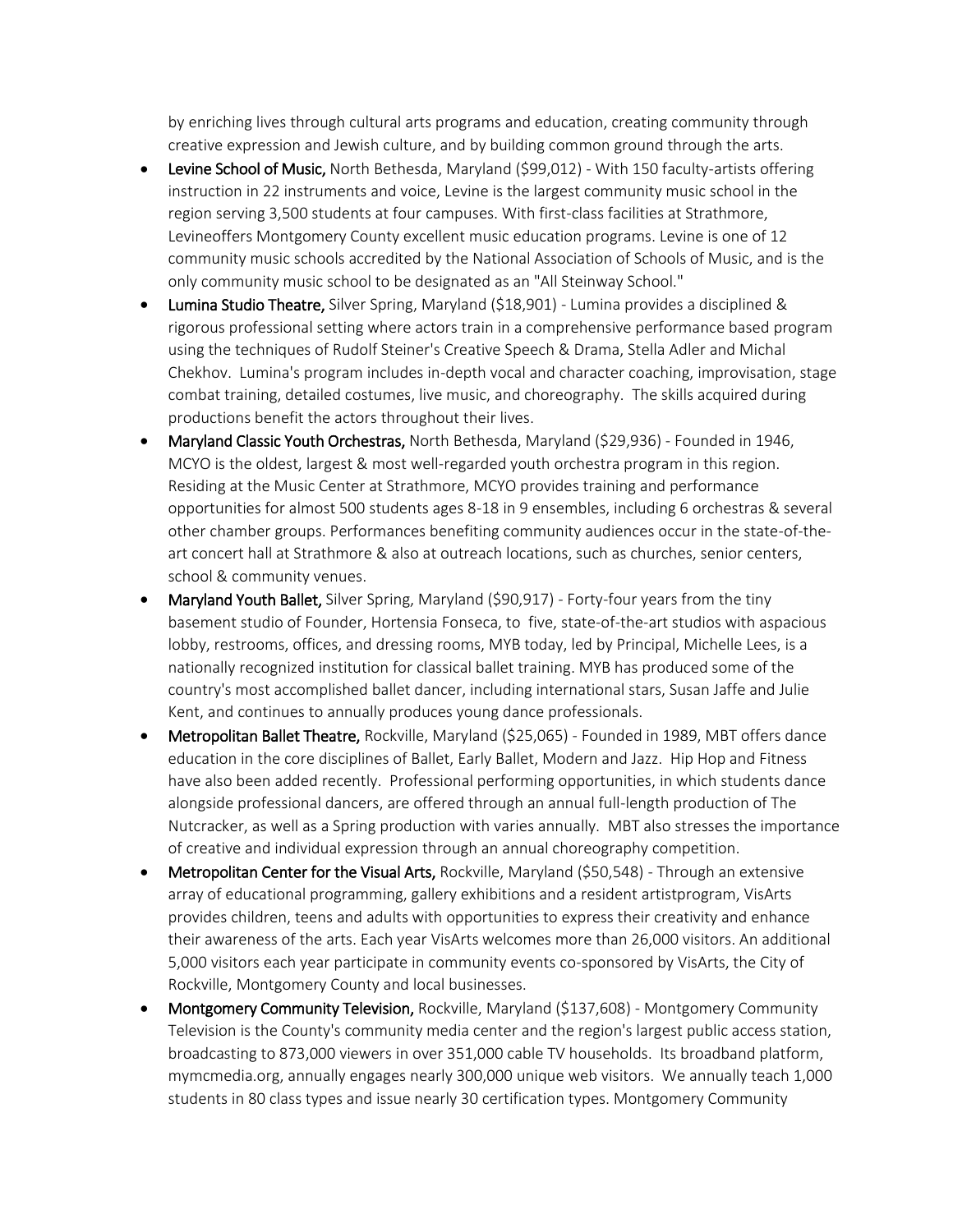by enriching lives through cultural arts programs and education, creating community through creative expression and Jewish culture, and by building common ground through the arts.

- **Levine School of Music,** North Bethesda, Maryland ($99,012) - With 150 faculty-artists offering instruction in 22 instruments and voice, Levine is the largest community music school in the region serving 3,500 students at four campuses. With first-class facilities at Strathmore, Levineoffers Montgomery County excellent music education programs. Levine is one of 12 community music schools accredited by the National Association of Schools of Music, and is the only community music school to be designated as an "All Steinway School."
- **Lumina Studio Theatre,** Silver Spring, Maryland ($18,901) - Lumina provides a disciplined & rigorous professional setting where actors train in a comprehensive performance based program using the techniques of Rudolf Steiner's Creative Speech & Drama, Stella Adler and Michal Chekhov. Lumina's program includes in-depth vocal and character coaching, improvisation, stage combat training, detailed costumes, live music, and choreography. The skills acquired during productions benefit the actors throughout their lives.
- **Maryland Classic Youth Orchestras,** North Bethesda, Maryland ($29,936) - Founded in 1946, MCYO is the oldest, largest & most well-regarded youth orchestra program in this region. Residing at the Music Center at Strathmore, MCYO provides training and performance opportunities for almost 500 students ages 8-18 in 9 ensembles, including 6 orchestras & several other chamber groups. Performances benefiting community audiences occur in the state-of-the-art concert hall at Strathmore & also at outreach locations, such as churches, senior centers, school & community venues.
- **Maryland Youth Ballet,** Silver Spring, Maryland ($90,917) - Forty-four years from the tiny basement studio of Founder, Hortensia Fonseca, to five, state-of-the-art studios with aspacious lobby, restrooms, offices, and dressing rooms, MYB today, led by Principal, Michelle Lees, is a nationally recognized institution for classical ballet training. MYB has produced some of the country's most accomplished ballet dancer, including international stars, Susan Jaffe and Julie Kent, and continues to annually produces young dance professionals.
- **Metropolitan Ballet Theatre,** Rockville, Maryland ($25,065) - Founded in 1989, MBT offers dance education in the core disciplines of Ballet, Early Ballet, Modern and Jazz. Hip Hop and Fitness have also been added recently. Professional performing opportunities, in which students dance alongside professional dancers, are offered through an annual full-length production of The Nutcracker, as well as a Spring production with varies annually. MBT also stresses the importance of creative and individual expression through an annual choreography competition.
- **Metropolitan Center for the Visual Arts,** Rockville, Maryland ($50,548) - Through an extensive array of educational programming, gallery exhibitions and a resident artistprogram, VisArts provides children, teens and adults with opportunities to express their creativity and enhance their awareness of the arts. Each year VisArts welcomes more than 26,000 visitors. An additional 5,000 visitors each year participate in community events co-sponsored by VisArts, the City of Rockville, Montgomery County and local businesses.
- **Montgomery Community Television,** Rockville, Maryland ($137,608) - Montgomery Community Television is the County's community media center and the region's largest public access station, broadcasting to 873,000 viewers in over 351,000 cable TV households. Its broadband platform, mymcmedia.org, annually engages nearly 300,000 unique web visitors. We annually teach 1,000 students in 80 class types and issue nearly 30 certification types. Montgomery Community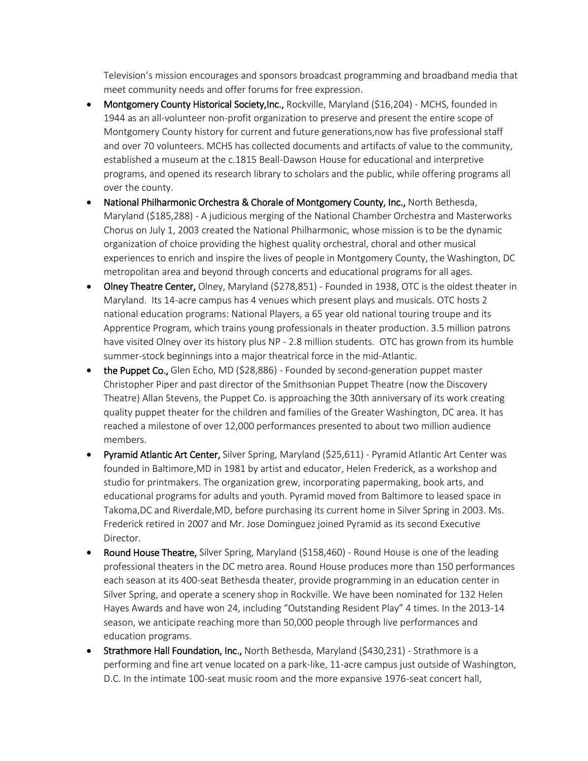Television's mission encourages and sponsors broadcast programming and broadband media that meet community needs and offer forums for free expression.

- **Montgomery County Historical Society,Inc.,** Rockville, Maryland ($16,204) - MCHS, founded in 1944 as an all-volunteer non-profit organization to preserve and present the entire scope of Montgomery County history for current and future generations,now has five professional staff and over 70 volunteers. MCHS has collected documents and artifacts of value to the community, established a museum at the c.1815 Beall-Dawson House for educational and interpretive programs, and opened its research library to scholars and the public, while offering programs all over the county.
- **National Philharmonic Orchestra & Chorale of Montgomery County, Inc.,** North Bethesda, Maryland ($185,288) - A judicious merging of the National Chamber Orchestra and Masterworks Chorus on July 1, 2003 created the National Philharmonic, whose mission is to be the dynamic organization of choice providing the highest quality orchestral, choral and other musical experiences to enrich and inspire the lives of people in Montgomery County, the Washington, DC metropolitan area and beyond through concerts and educational programs for all ages.
- **Olney Theatre Center,** Olney, Maryland ($278,851) - Founded in 1938, OTC is the oldest theater in Maryland. Its 14-acre campus has 4 venues which present plays and musicals. OTC hosts 2 national education programs: National Players, a 65 year old national touring troupe and its Apprentice Program, which trains young professionals in theater production. 3.5 million patrons have visited Olney over its history plus NP - 2.8 million students. OTC has grown from its humble summer-stock beginnings into a major theatrical force in the mid-Atlantic.
- **the Puppet Co.,** Glen Echo, MD ($28,886) - Founded by second-generation puppet master Christopher Piper and past director of the Smithsonian Puppet Theatre (now the Discovery Theatre) Allan Stevens, the Puppet Co. is approaching the 30th anniversary of its work creating quality puppet theater for the children and families of the Greater Washington, DC area. It has reached a milestone of over 12,000 performances presented to about two million audience members.
- **Pyramid Atlantic Art Center,** Silver Spring, Maryland ($25,611) - Pyramid Atlantic Art Center was founded in Baltimore,MD in 1981 by artist and educator, Helen Frederick, as a workshop and studio for printmakers. The organization grew, incorporating papermaking, book arts, and educational programs for adults and youth. Pyramid moved from Baltimore to leased space in Takoma,DC and Riverdale,MD, before purchasing its current home in Silver Spring in 2003. Ms. Frederick retired in 2007 and Mr. Jose Dominguez joined Pyramid as its second Executive Director.
- **Round House Theatre,** Silver Spring, Maryland ($158,460) - Round House is one of the leading professional theaters in the DC metro area. Round House produces more than 150 performances each season at its 400-seat Bethesda theater, provide programming in an education center in Silver Spring, and operate a scenery shop in Rockville. We have been nominated for 132 Helen Hayes Awards and have won 24, including "Outstanding Resident Play" 4 times. In the 2013-14 season, we anticipate reaching more than 50,000 people through live performances and education programs.
- **Strathmore Hall Foundation, Inc.,** North Bethesda, Maryland ($430,231) - Strathmore is a performing and fine art venue located on a park-like, 11-acre campus just outside of Washington, D.C. In the intimate 100-seat music room and the more expansive 1976-seat concert hall,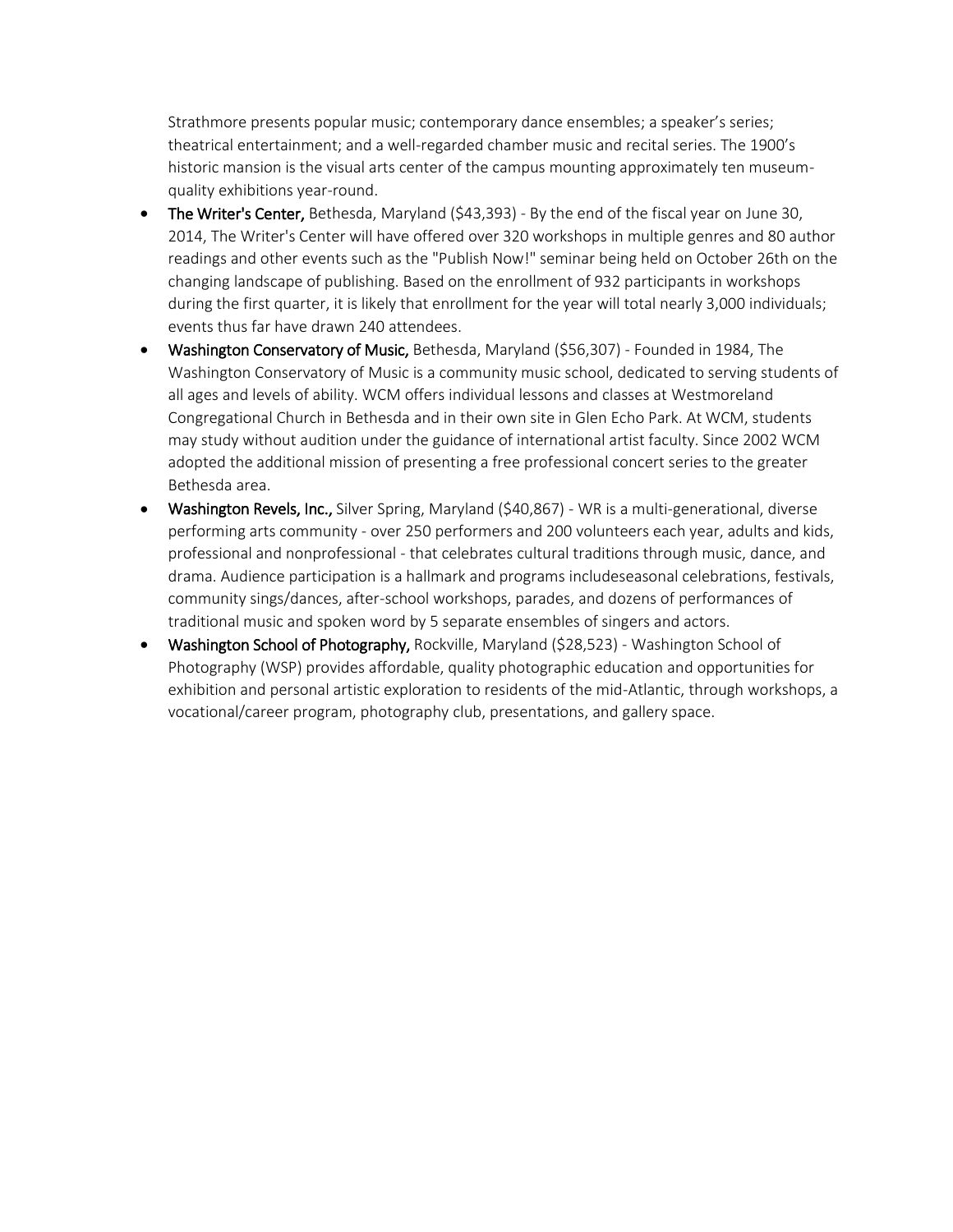Strathmore presents popular music; contemporary dance ensembles; a speaker's series; theatrical entertainment; and a well-regarded chamber music and recital series. The 1900's historic mansion is the visual arts center of the campus mounting approximately ten museum-quality exhibitions year-round.

- **The Writer's Center,** Bethesda, Maryland ($43,393) - By the end of the fiscal year on June 30, 2014, The Writer's Center will have offered over 320 workshops in multiple genres and 80 author readings and other events such as the "Publish Now!" seminar being held on October 26th on the changing landscape of publishing. Based on the enrollment of 932 participants in workshops during the first quarter, it is likely that enrollment for the year will total nearly 3,000 individuals; events thus far have drawn 240 attendees.
- **Washington Conservatory of Music,** Bethesda, Maryland ($56,307) - Founded in 1984, The Washington Conservatory of Music is a community music school, dedicated to serving students of all ages and levels of ability. WCM offers individual lessons and classes at Westmoreland Congregational Church in Bethesda and in their own site in Glen Echo Park. At WCM, students may study without audition under the guidance of international artist faculty. Since 2002 WCM adopted the additional mission of presenting a free professional concert series to the greater Bethesda area.
- **Washington Revels, Inc.,** Silver Spring, Maryland ($40,867) - WR is a multi-generational, diverse performing arts community - over 250 performers and 200 volunteers each year, adults and kids, professional and nonprofessional - that celebrates cultural traditions through music, dance, and drama. Audience participation is a hallmark and programs includeseasonal celebrations, festivals, community sings/dances, after-school workshops, parades, and dozens of performances of traditional music and spoken word by 5 separate ensembles of singers and actors.
- **Washington School of Photography,** Rockville, Maryland ($28,523) - Washington School of Photography (WSP) provides affordable, quality photographic education and opportunities for exhibition and personal artistic exploration to residents of the mid-Atlantic, through workshops, a vocational/career program, photography club, presentations, and gallery space.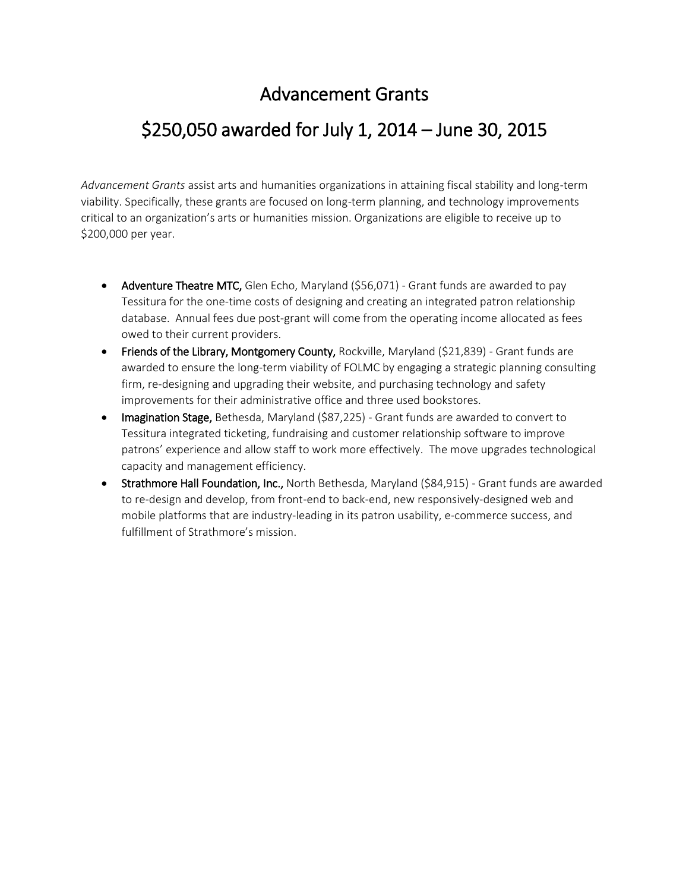# Advancement Grants

# $250,050 awarded for July 1, 2014 – June 30, 2015

*Advancement Grants* assist arts and humanities organizations in attaining fiscal stability and long-term viability. Specifically, these grants are focused on long-term planning, and technology improvements critical to an organization's arts or humanities mission. Organizations are eligible to receive up to $200,000 per year.

- **Adventure Theatre MTC,** Glen Echo, Maryland ($56,071) - Grant funds are awarded to pay Tessitura for the one-time costs of designing and creating an integrated patron relationship database. Annual fees due post-grant will come from the operating income allocated as fees owed to their current providers.
- **Friends of the Library, Montgomery County,** Rockville, Maryland ($21,839) - Grant funds are awarded to ensure the long-term viability of FOLMC by engaging a strategic planning consulting firm, re-designing and upgrading their website, and purchasing technology and safety improvements for their administrative office and three used bookstores.
- **Imagination Stage,** Bethesda, Maryland ($87,225) - Grant funds are awarded to convert to Tessitura integrated ticketing, fundraising and customer relationship software to improve patrons' experience and allow staff to work more effectively. The move upgrades technological capacity and management efficiency.
- **Strathmore Hall Foundation, Inc.,** North Bethesda, Maryland ($84,915) - Grant funds are awarded to re-design and develop, from front-end to back-end, new responsively-designed web and mobile platforms that are industry-leading in its patron usability, e-commerce success, and fulfillment of Strathmore's mission.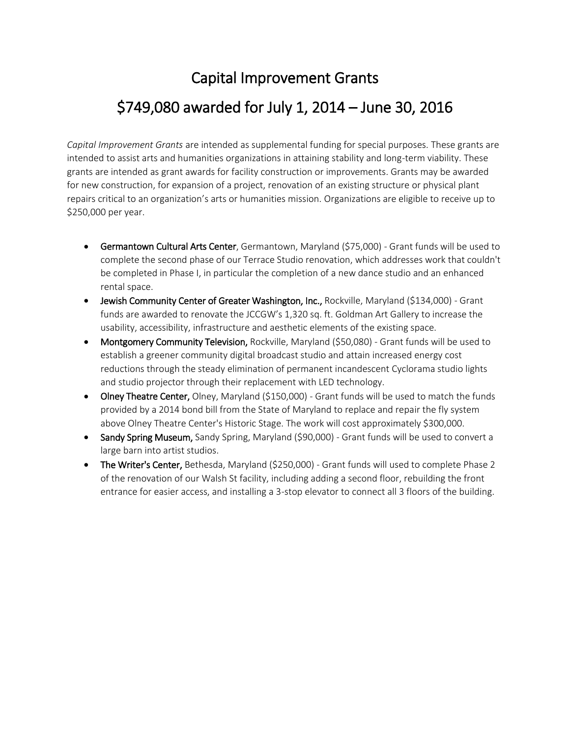# Capital Improvement Grants

# $749,080 awarded for July 1, 2014 – June 30, 2016

*Capital Improvement Grants* are intended as supplemental funding for special purposes. These grants are intended to assist arts and humanities organizations in attaining stability and long-term viability. These grants are intended as grant awards for facility construction or improvements. Grants may be awarded for new construction, for expansion of a project, renovation of an existing structure or physical plant repairs critical to an organization's arts or humanities mission. Organizations are eligible to receive up to $250,000 per year.

- **Germantown Cultural Arts Center**, Germantown, Maryland ($75,000) - Grant funds will be used to complete the second phase of our Terrace Studio renovation, which addresses work that couldn't be completed in Phase I, in particular the completion of a new dance studio and an enhanced rental space.
- **Jewish Community Center of Greater Washington, Inc.,** Rockville, Maryland ($134,000) - Grant funds are awarded to renovate the JCCGW's 1,320 sq. ft. Goldman Art Gallery to increase the usability, accessibility, infrastructure and aesthetic elements of the existing space.
- **Montgomery Community Television,** Rockville, Maryland ($50,080) - Grant funds will be used to establish a greener community digital broadcast studio and attain increased energy cost reductions through the steady elimination of permanent incandescent Cyclorama studio lights and studio projector through their replacement with LED technology.
- **Olney Theatre Center,** Olney, Maryland ($150,000) - Grant funds will be used to match the funds provided by a 2014 bond bill from the State of Maryland to replace and repair the fly system above Olney Theatre Center's Historic Stage. The work will cost approximately $300,000.
- **Sandy Spring Museum,** Sandy Spring, Maryland ($90,000) - Grant funds will be used to convert a large barn into artist studios.
- **The Writer's Center,** Bethesda, Maryland ($250,000) - Grant funds will used to complete Phase 2 of the renovation of our Walsh St facility, including adding a second floor, rebuilding the front entrance for easier access, and installing a 3-stop elevator to connect all 3 floors of the building.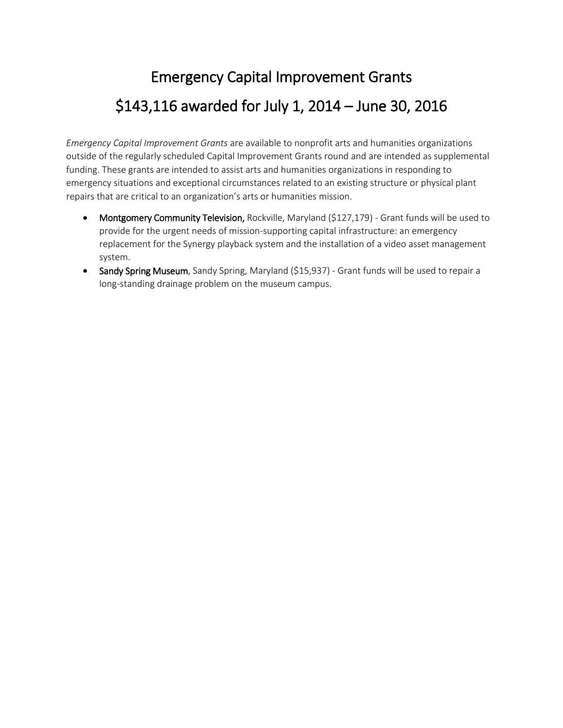# Emergency Capital Improvement Grants

# $143,116 awarded for July 1, 2014 – June 30, 2016

*Emergency Capital Improvement Grants* are available to nonprofit arts and humanities organizations outside of the regularly scheduled Capital Improvement Grants round and are intended as supplemental funding. These grants are intended to assist arts and humanities organizations in responding to emergency situations and exceptional circumstances related to an existing structure or physical plant repairs that are critical to an organization's arts or humanities mission.

- **Montgomery Community Television,** Rockville, Maryland ($127,179) - Grant funds will be used to provide for the urgent needs of mission-supporting capital infrastructure: an emergency replacement for the Synergy playback system and the installation of a video asset management system.
- **Sandy Spring Museum**, Sandy Spring, Maryland ($15,937) - Grant funds will be used to repair a long-standing drainage problem on the museum campus.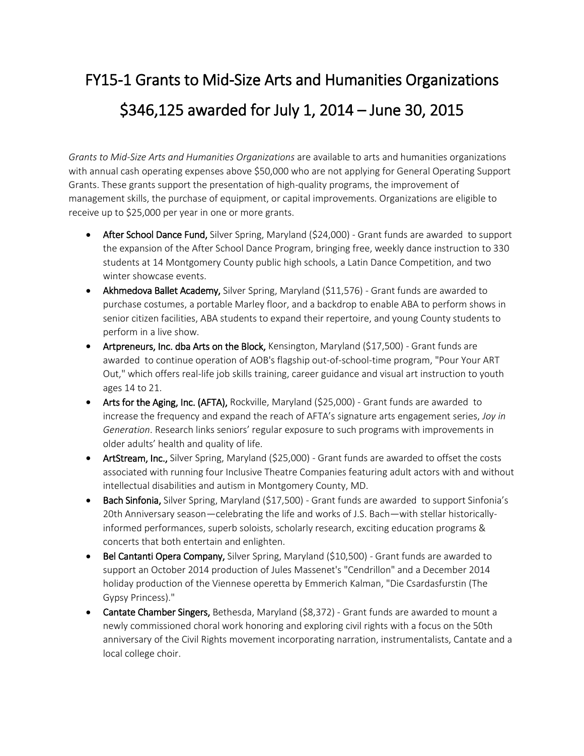# FY15-1 Grants to Mid-Size Arts and Humanities Organizations

# $346,125 awarded for July 1, 2014 – June 30, 2015

*Grants to Mid-Size Arts and Humanities Organizations* are available to arts and humanities organizations with annual cash operating expenses above $50,000 who are not applying for General Operating Support Grants. These grants support the presentation of high-quality programs, the improvement of management skills, the purchase of equipment, or capital improvements. Organizations are eligible to receive up to $25,000 per year in one or more grants.

- **After School Dance Fund,** Silver Spring, Maryland ($24,000) - Grant funds are awarded to support the expansion of the After School Dance Program, bringing free, weekly dance instruction to 330 students at 14 Montgomery County public high schools, a Latin Dance Competition, and two winter showcase events.
- **Akhmedova Ballet Academy,** Silver Spring, Maryland ($11,576) - Grant funds are awarded to purchase costumes, a portable Marley floor, and a backdrop to enable ABA to perform shows in senior citizen facilities, ABA students to expand their repertoire, and young County students to perform in a live show.
- **Artpreneurs, Inc. dba Arts on the Block,** Kensington, Maryland ($17,500) - Grant funds are awarded to continue operation of AOB's flagship out-of-school-time program, "Pour Your ART Out," which offers real-life job skills training, career guidance and visual art instruction to youth ages 14 to 21.
- **Arts for the Aging, Inc. (AFTA),** Rockville, Maryland ($25,000) - Grant funds are awarded to increase the frequency and expand the reach of AFTA's signature arts engagement series, *Joy in Generation*. Research links seniors' regular exposure to such programs with improvements in older adults' health and quality of life.
- **ArtStream, Inc.,** Silver Spring, Maryland ($25,000) - Grant funds are awarded to offset the costs associated with running four Inclusive Theatre Companies featuring adult actors with and without intellectual disabilities and autism in Montgomery County, MD.
- **Bach Sinfonia,** Silver Spring, Maryland ($17,500) - Grant funds are awarded to support Sinfonia's 20th Anniversary season—celebrating the life and works of J.S. Bach—with stellar historically-informed performances, superb soloists, scholarly research, exciting education programs & concerts that both entertain and enlighten.
- **Bel Cantanti Opera Company,** Silver Spring, Maryland ($10,500) - Grant funds are awarded to support an October 2014 production of Jules Massenet's "Cendrillon" and a December 2014 holiday production of the Viennese operetta by Emmerich Kalman, "Die Csardasfurstin (The Gypsy Princess)."
- **Cantate Chamber Singers,** Bethesda, Maryland ($8,372) - Grant funds are awarded to mount a newly commissioned choral work honoring and exploring civil rights with a focus on the 50th anniversary of the Civil Rights movement incorporating narration, instrumentalists, Cantate and a local college choir.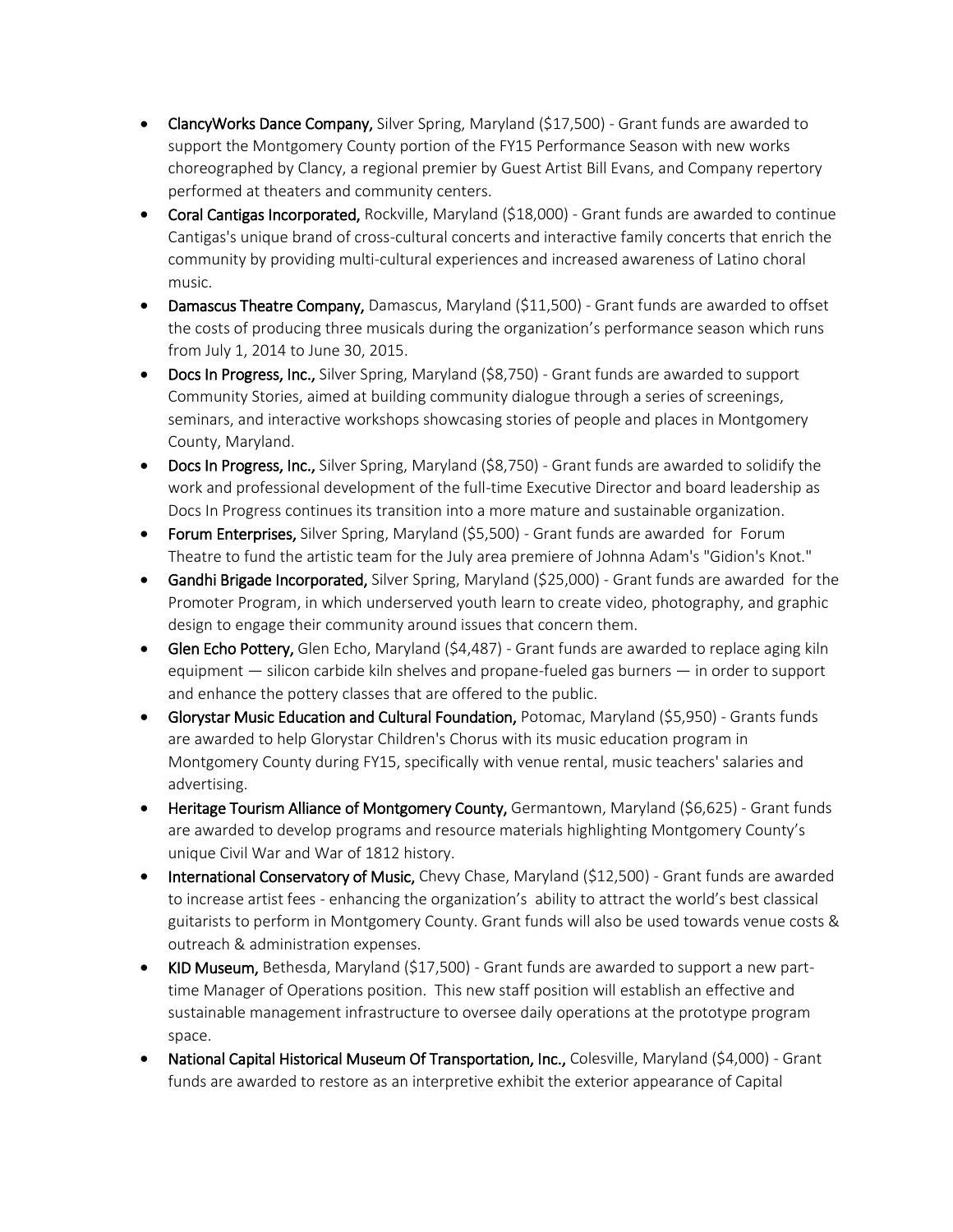- **ClancyWorks Dance Company,** Silver Spring, Maryland ($17,500) - Grant funds are awarded to support the Montgomery County portion of the FY15 Performance Season with new works choreographed by Clancy, a regional premier by Guest Artist Bill Evans, and Company repertory performed at theaters and community centers.
- **Coral Cantigas Incorporated,** Rockville, Maryland ($18,000) - Grant funds are awarded to continue Cantigas's unique brand of cross-cultural concerts and interactive family concerts that enrich the community by providing multi-cultural experiences and increased awareness of Latino choral music.
- **Damascus Theatre Company,** Damascus, Maryland ($11,500) - Grant funds are awarded to offset the costs of producing three musicals during the organization's performance season which runs from July 1, 2014 to June 30, 2015.
- **Docs In Progress, Inc.,** Silver Spring, Maryland ($8,750) - Grant funds are awarded to support Community Stories, aimed at building community dialogue through a series of screenings, seminars, and interactive workshops showcasing stories of people and places in Montgomery County, Maryland.
- **Docs In Progress, Inc.,** Silver Spring, Maryland ($8,750) - Grant funds are awarded to solidify the work and professional development of the full-time Executive Director and board leadership as Docs In Progress continues its transition into a more mature and sustainable organization.
- **Forum Enterprises,** Silver Spring, Maryland ($5,500) - Grant funds are awarded for Forum Theatre to fund the artistic team for the July area premiere of Johnna Adam's "Gidion's Knot."
- **Gandhi Brigade Incorporated,** Silver Spring, Maryland ($25,000) - Grant funds are awarded for the Promoter Program, in which underserved youth learn to create video, photography, and graphic design to engage their community around issues that concern them.
- **Glen Echo Pottery,** Glen Echo, Maryland ($4,487) - Grant funds are awarded to replace aging kiln equipment — silicon carbide kiln shelves and propane-fueled gas burners — in order to support and enhance the pottery classes that are offered to the public.
- **Glorystar Music Education and Cultural Foundation,** Potomac, Maryland ($5,950) - Grants funds are awarded to help Glorystar Children's Chorus with its music education program in Montgomery County during FY15, specifically with venue rental, music teachers' salaries and advertising.
- **Heritage Tourism Alliance of Montgomery County,** Germantown, Maryland ($6,625) - Grant funds are awarded to develop programs and resource materials highlighting Montgomery County's unique Civil War and War of 1812 history.
- **International Conservatory of Music,** Chevy Chase, Maryland ($12,500) - Grant funds are awarded to increase artist fees - enhancing the organization's ability to attract the world's best classical guitarists to perform in Montgomery County. Grant funds will also be used towards venue costs & outreach & administration expenses.
- **KID Museum,** Bethesda, Maryland ($17,500) - Grant funds are awarded to support a new part-time Manager of Operations position. This new staff position will establish an effective and sustainable management infrastructure to oversee daily operations at the prototype program space.
- **National Capital Historical Museum Of Transportation, Inc.,** Colesville, Maryland ($4,000) - Grant funds are awarded to restore as an interpretive exhibit the exterior appearance of Capital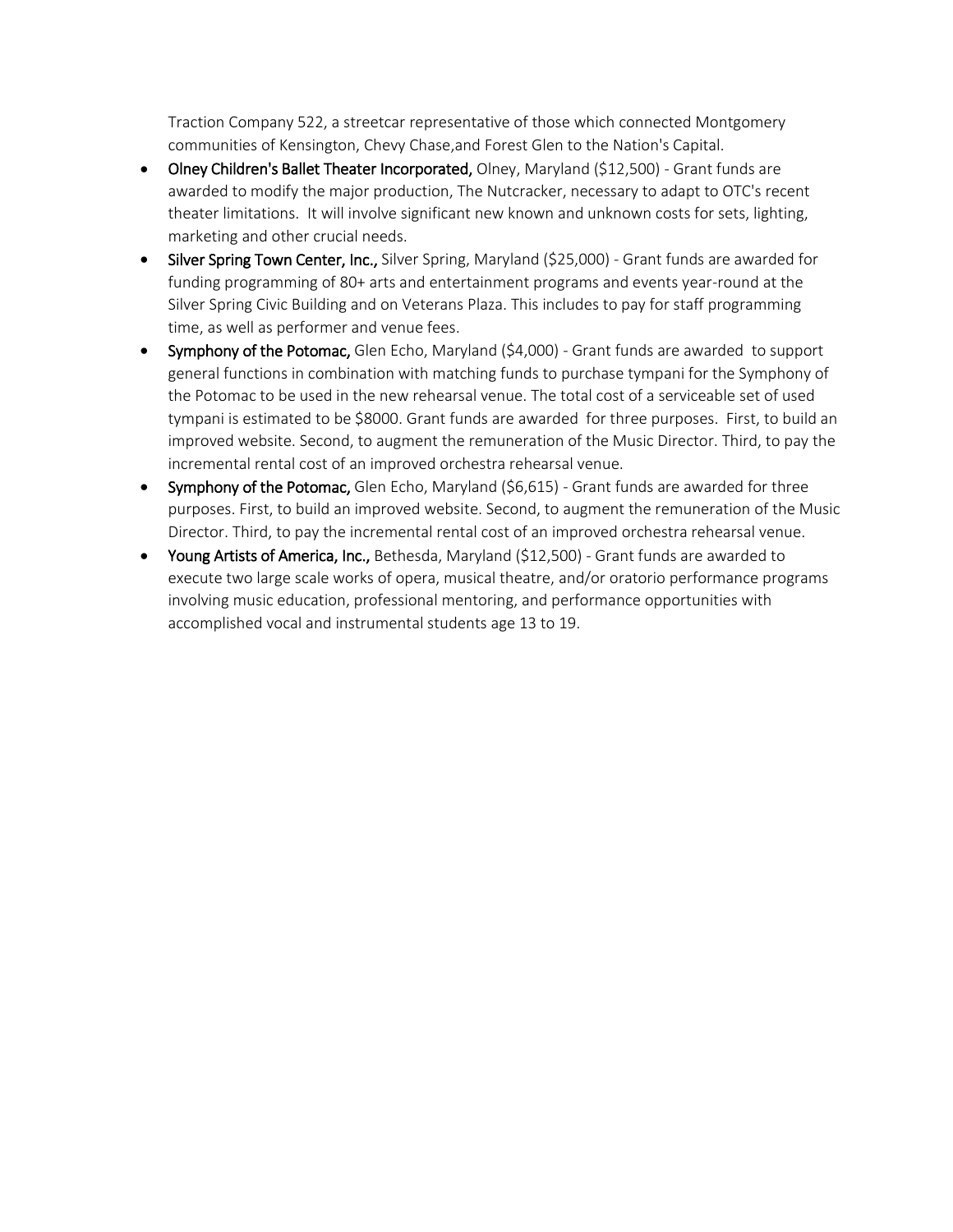Traction Company 522, a streetcar representative of those which connected Montgomery communities of Kensington, Chevy Chase,and Forest Glen to the Nation's Capital.

- **Olney Children's Ballet Theater Incorporated,** Olney, Maryland ($12,500) - Grant funds are awarded to modify the major production, The Nutcracker, necessary to adapt to OTC's recent theater limitations. It will involve significant new known and unknown costs for sets, lighting, marketing and other crucial needs.
- **Silver Spring Town Center, Inc.,** Silver Spring, Maryland ($25,000) - Grant funds are awarded for funding programming of 80+ arts and entertainment programs and events year-round at the Silver Spring Civic Building and on Veterans Plaza. This includes to pay for staff programming time, as well as performer and venue fees.
- **Symphony of the Potomac,** Glen Echo, Maryland ($4,000) - Grant funds are awarded to support general functions in combination with matching funds to purchase tympani for the Symphony of the Potomac to be used in the new rehearsal venue. The total cost of a serviceable set of used tympani is estimated to be $8000. Grant funds are awarded for three purposes. First, to build an improved website. Second, to augment the remuneration of the Music Director. Third, to pay the incremental rental cost of an improved orchestra rehearsal venue.
- **Symphony of the Potomac,** Glen Echo, Maryland ($6,615) - Grant funds are awarded for three purposes. First, to build an improved website. Second, to augment the remuneration of the Music Director. Third, to pay the incremental rental cost of an improved orchestra rehearsal venue.
- **Young Artists of America, Inc.,** Bethesda, Maryland ($12,500) - Grant funds are awarded to execute two large scale works of opera, musical theatre, and/or oratorio performance programs involving music education, professional mentoring, and performance opportunities with accomplished vocal and instrumental students age 13 to 19.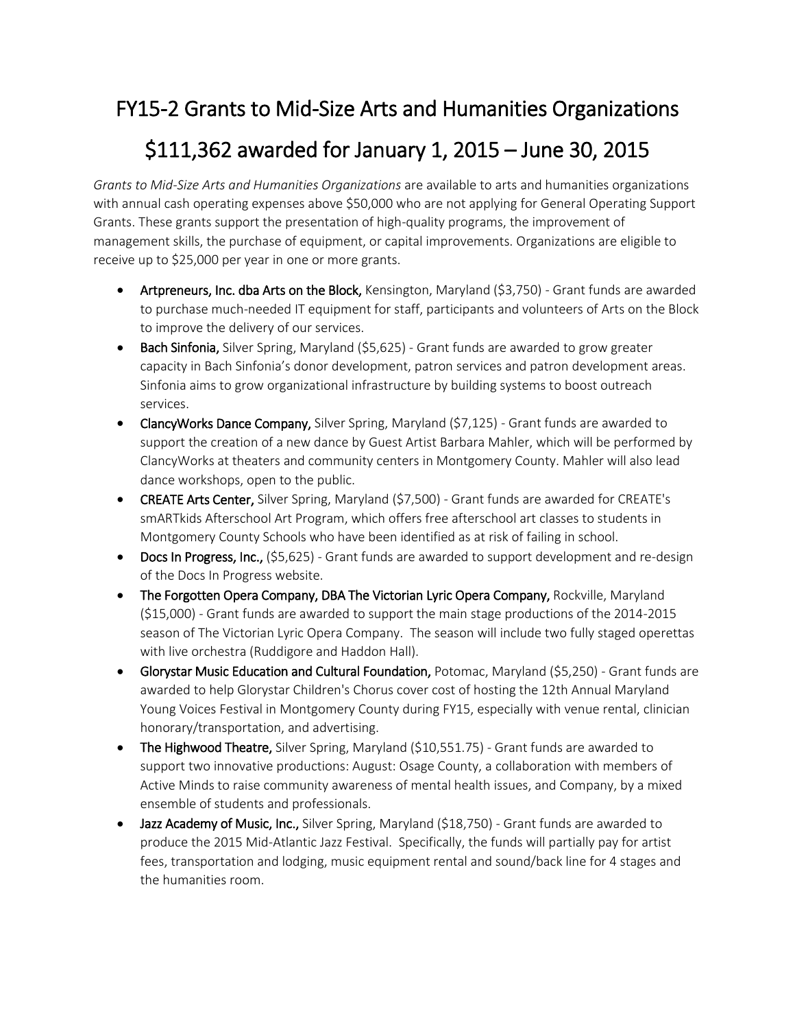# FY15-2 Grants to Mid-Size Arts and Humanities Organizations

# $111,362 awarded for January 1, 2015 – June 30, 2015

*Grants to Mid-Size Arts and Humanities Organizations* are available to arts and humanities organizations with annual cash operating expenses above $50,000 who are not applying for General Operating Support Grants. These grants support the presentation of high-quality programs, the improvement of management skills, the purchase of equipment, or capital improvements. Organizations are eligible to receive up to $25,000 per year in one or more grants.

- **Artpreneurs, Inc. dba Arts on the Block,** Kensington, Maryland ($3,750) - Grant funds are awarded to purchase much-needed IT equipment for staff, participants and volunteers of Arts on the Block to improve the delivery of our services.
- **Bach Sinfonia,** Silver Spring, Maryland ($5,625) - Grant funds are awarded to grow greater capacity in Bach Sinfonia's donor development, patron services and patron development areas. Sinfonia aims to grow organizational infrastructure by building systems to boost outreach services.
- **ClancyWorks Dance Company,** Silver Spring, Maryland ($7,125) - Grant funds are awarded to support the creation of a new dance by Guest Artist Barbara Mahler, which will be performed by ClancyWorks at theaters and community centers in Montgomery County. Mahler will also lead dance workshops, open to the public.
- **CREATE Arts Center,** Silver Spring, Maryland ($7,500) - Grant funds are awarded for CREATE's smARTkids Afterschool Art Program, which offers free afterschool art classes to students in Montgomery County Schools who have been identified as at risk of failing in school.
- **Docs In Progress, Inc.,** ($5,625) - Grant funds are awarded to support development and re-design of the Docs In Progress website.
- **The Forgotten Opera Company, DBA The Victorian Lyric Opera Company,** Rockville, Maryland ($15,000) - Grant funds are awarded to support the main stage productions of the 2014-2015 season of The Victorian Lyric Opera Company. The season will include two fully staged operettas with live orchestra (Ruddigore and Haddon Hall).
- **Glorystar Music Education and Cultural Foundation,** Potomac, Maryland ($5,250) - Grant funds are awarded to help Glorystar Children's Chorus cover cost of hosting the 12th Annual Maryland Young Voices Festival in Montgomery County during FY15, especially with venue rental, clinician honorary/transportation, and advertising.
- **The Highwood Theatre,** Silver Spring, Maryland ($10,551.75) - Grant funds are awarded to support two innovative productions: August: Osage County, a collaboration with members of Active Minds to raise community awareness of mental health issues, and Company, by a mixed ensemble of students and professionals.
- **Jazz Academy of Music, Inc.,** Silver Spring, Maryland ($18,750) - Grant funds are awarded to produce the 2015 Mid-Atlantic Jazz Festival. Specifically, the funds will partially pay for artist fees, transportation and lodging, music equipment rental and sound/back line for 4 stages and the humanities room.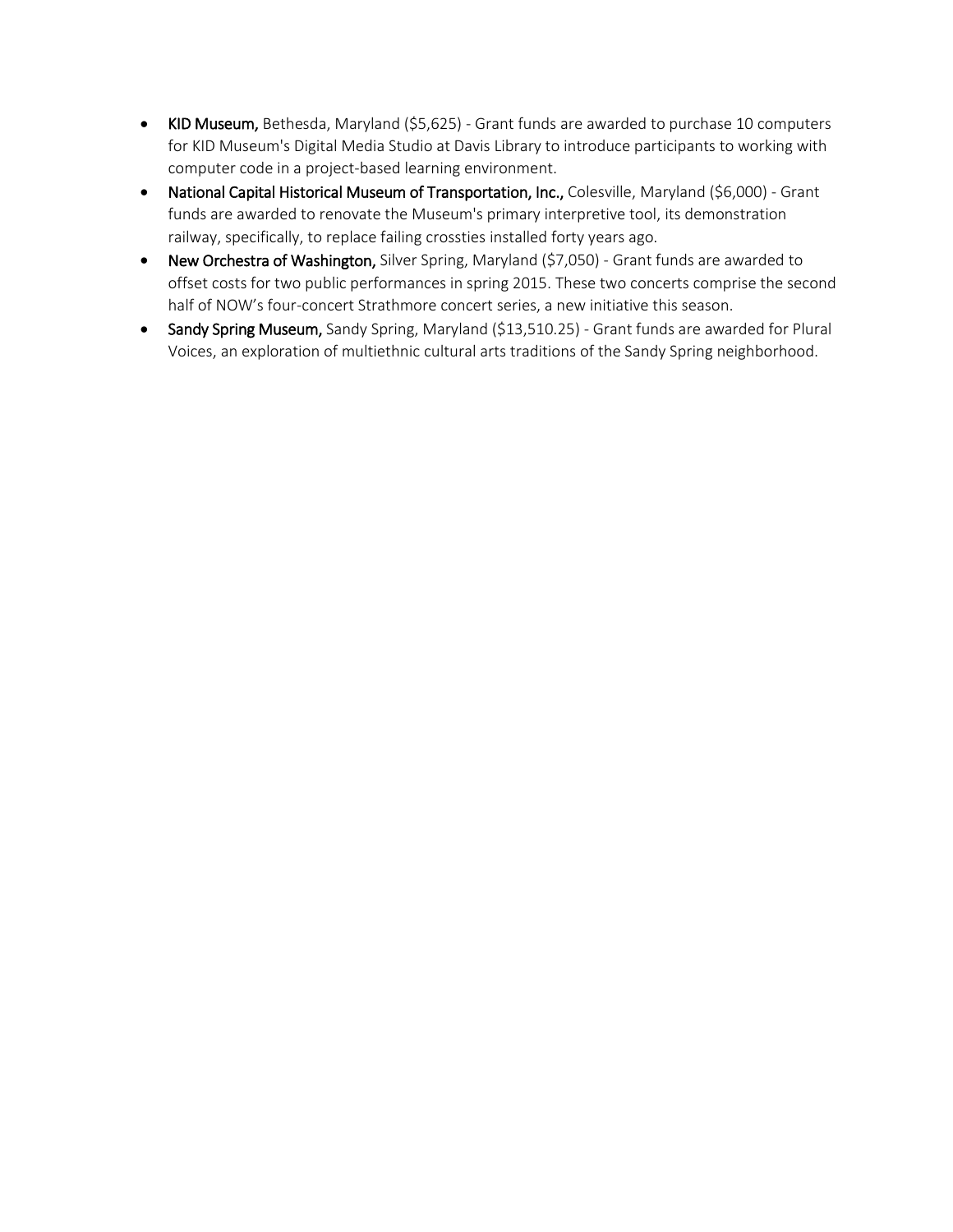- **KID Museum,** Bethesda, Maryland ($5,625) - Grant funds are awarded to purchase 10 computers for KID Museum's Digital Media Studio at Davis Library to introduce participants to working with computer code in a project-based learning environment.
- **National Capital Historical Museum of Transportation, Inc.,** Colesville, Maryland ($6,000) - Grant funds are awarded to renovate the Museum's primary interpretive tool, its demonstration railway, specifically, to replace failing crossties installed forty years ago.
- **New Orchestra of Washington,** Silver Spring, Maryland ($7,050) - Grant funds are awarded to offset costs for two public performances in spring 2015. These two concerts comprise the second half of NOW's four-concert Strathmore concert series, a new initiative this season.
- **Sandy Spring Museum,** Sandy Spring, Maryland ($13,510.25) - Grant funds are awarded for Plural Voices, an exploration of multiethnic cultural arts traditions of the Sandy Spring neighborhood.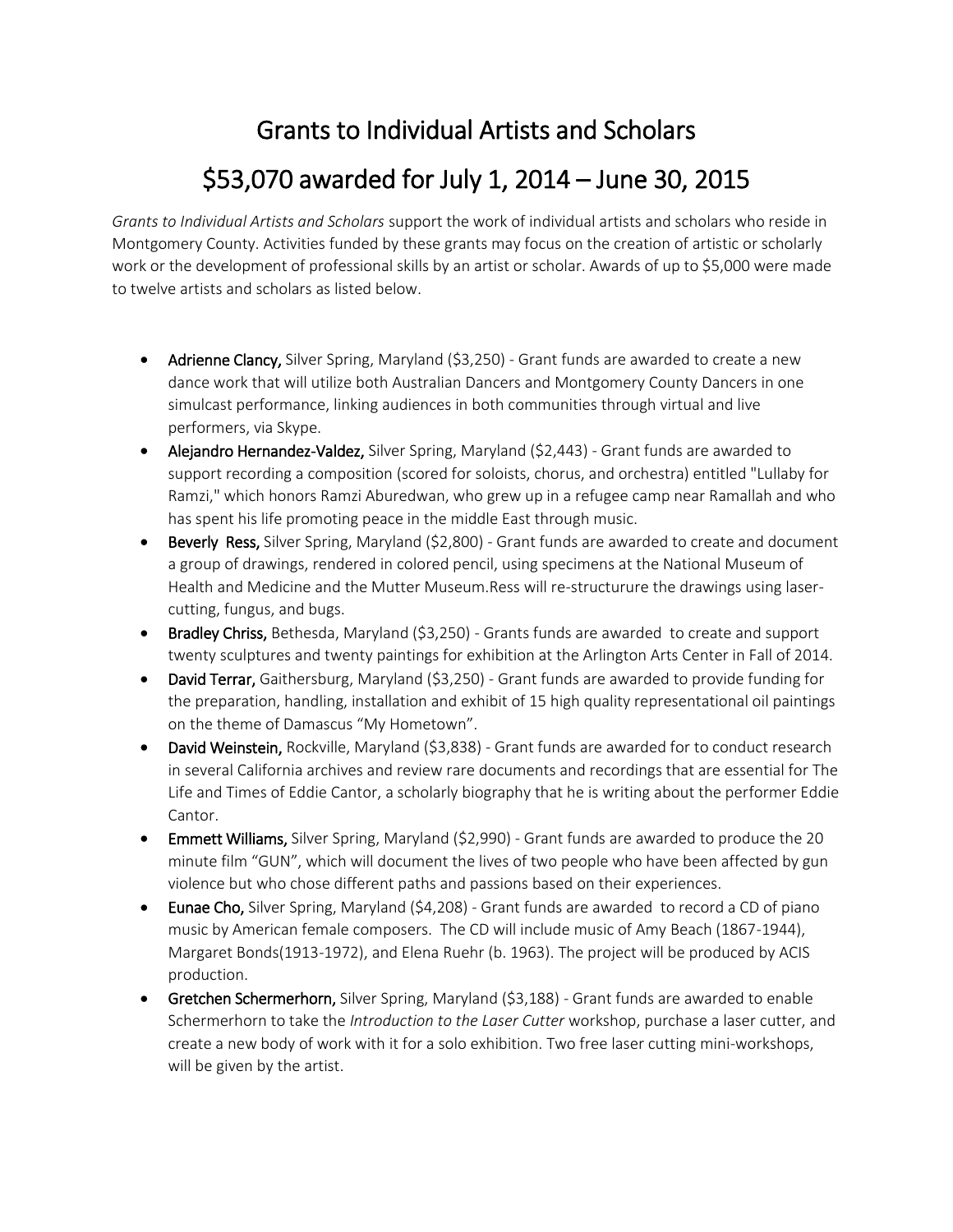# Grants to Individual Artists and Scholars

## $53,070 awarded for July 1, 2014 – June 30, 2015

*Grants to Individual Artists and Scholars* support the work of individual artists and scholars who reside in Montgomery County. Activities funded by these grants may focus on the creation of artistic or scholarly work or the development of professional skills by an artist or scholar. Awards of up to $5,000 were made to twelve artists and scholars as listed below.

- **Adrienne Clancy,** Silver Spring, Maryland ($3,250) - Grant funds are awarded to create a new dance work that will utilize both Australian Dancers and Montgomery County Dancers in one simulcast performance, linking audiences in both communities through virtual and live performers, via Skype.
- **Alejandro Hernandez-Valdez,** Silver Spring, Maryland ($2,443) - Grant funds are awarded to support recording a composition (scored for soloists, chorus, and orchestra) entitled "Lullaby for Ramzi," which honors Ramzi Aburedwan, who grew up in a refugee camp near Ramallah and who has spent his life promoting peace in the middle East through music.
- **Beverly Ress,** Silver Spring, Maryland ($2,800) - Grant funds are awarded to create and document a group of drawings, rendered in colored pencil, using specimens at the National Museum of Health and Medicine and the Mutter Museum.Ress will re-structururе the drawings using laser-cutting, fungus, and bugs.
- **Bradley Chriss,** Bethesda, Maryland ($3,250) - Grants funds are awarded to create and support twenty sculptures and twenty paintings for exhibition at the Arlington Arts Center in Fall of 2014.
- **David Terrar,** Gaithersburg, Maryland ($3,250) - Grant funds are awarded to provide funding for the preparation, handling, installation and exhibit of 15 high quality representational oil paintings on the theme of Damascus "My Hometown".
- **David Weinstein,** Rockville, Maryland ($3,838) - Grant funds are awarded for to conduct research in several California archives and review rare documents and recordings that are essential for The Life and Times of Eddie Cantor, a scholarly biography that he is writing about the performer Eddie Cantor.
- **Emmett Williams,** Silver Spring, Maryland ($2,990) - Grant funds are awarded to produce the 20 minute film "GUN", which will document the lives of two people who have been affected by gun violence but who chose different paths and passions based on their experiences.
- **Eunae Cho,** Silver Spring, Maryland ($4,208) - Grant funds are awarded to record a CD of piano music by American female composers. The CD will include music of Amy Beach (1867-1944), Margaret Bonds(1913-1972), and Elena Ruehr (b. 1963). The project will be produced by ACIS production.
- **Gretchen Schermerhorn,** Silver Spring, Maryland ($3,188) - Grant funds are awarded to enable Schermerhorn to take the *Introduction to the Laser Cutter* workshop, purchase a laser cutter, and create a new body of work with it for a solo exhibition. Two free laser cutting mini-workshops, will be given by the artist.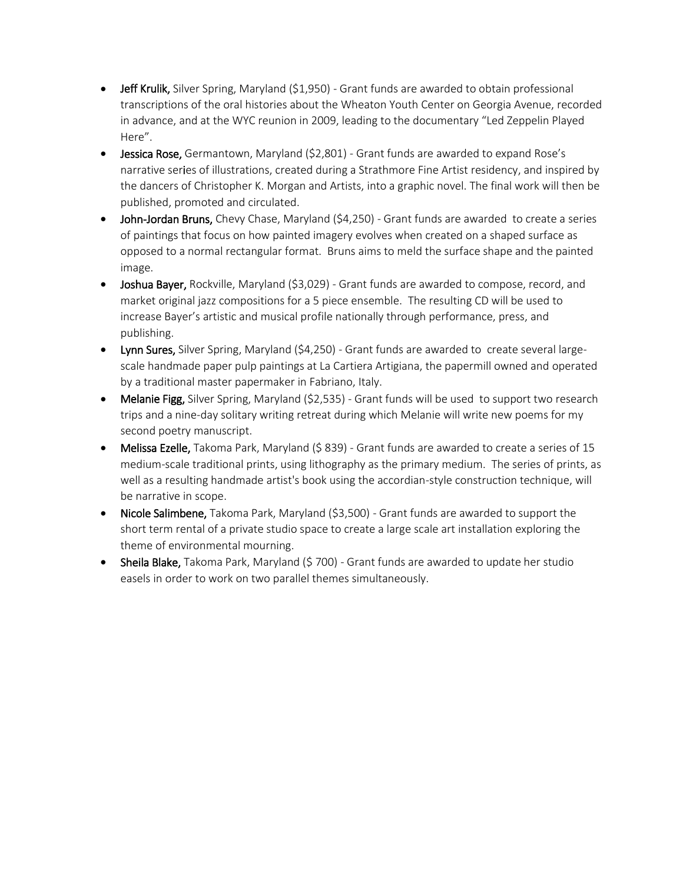- **Jeff Krulik,** Silver Spring, Maryland ($1,950) - Grant funds are awarded to obtain professional transcriptions of the oral histories about the Wheaton Youth Center on Georgia Avenue, recorded in advance, and at the WYC reunion in 2009, leading to the documentary "Led Zeppelin Played Here".
- **Jessica Rose,** Germantown, Maryland ($2,801) - Grant funds are awarded to expand Rose's narrative series of illustrations, created during a Strathmore Fine Artist residency, and inspired by the dancers of Christopher K. Morgan and Artists, into a graphic novel. The final work will then be published, promoted and circulated.
- **John-Jordan Bruns,** Chevy Chase, Maryland ($4,250) - Grant funds are awarded to create a series of paintings that focus on how painted imagery evolves when created on a shaped surface as opposed to a normal rectangular format. Bruns aims to meld the surface shape and the painted image.
- **Joshua Bayer,** Rockville, Maryland ($3,029) - Grant funds are awarded to compose, record, and market original jazz compositions for a 5 piece ensemble. The resulting CD will be used to increase Bayer's artistic and musical profile nationally through performance, press, and publishing.
- **Lynn Sures,** Silver Spring, Maryland ($4,250) - Grant funds are awarded to create several large-scale handmade paper pulp paintings at La Cartiera Artigiana, the papermill owned and operated by a traditional master papermaker in Fabriano, Italy.
- **Melanie Figg,** Silver Spring, Maryland ($2,535) - Grant funds will be used to support two research trips and a nine-day solitary writing retreat during which Melanie will write new poems for my second poetry manuscript.
- **Melissa Ezelle,** Takoma Park, Maryland ($ 839) - Grant funds are awarded to create a series of 15 medium-scale traditional prints, using lithography as the primary medium. The series of prints, as well as a resulting handmade artist's book using the accordian-style construction technique, will be narrative in scope.
- **Nicole Salimbene,** Takoma Park, Maryland ($3,500) - Grant funds are awarded to support the short term rental of a private studio space to create a large scale art installation exploring the theme of environmental mourning.
- **Sheila Blake,** Takoma Park, Maryland ($ 700) - Grant funds are awarded to update her studio easels in order to work on two parallel themes simultaneously.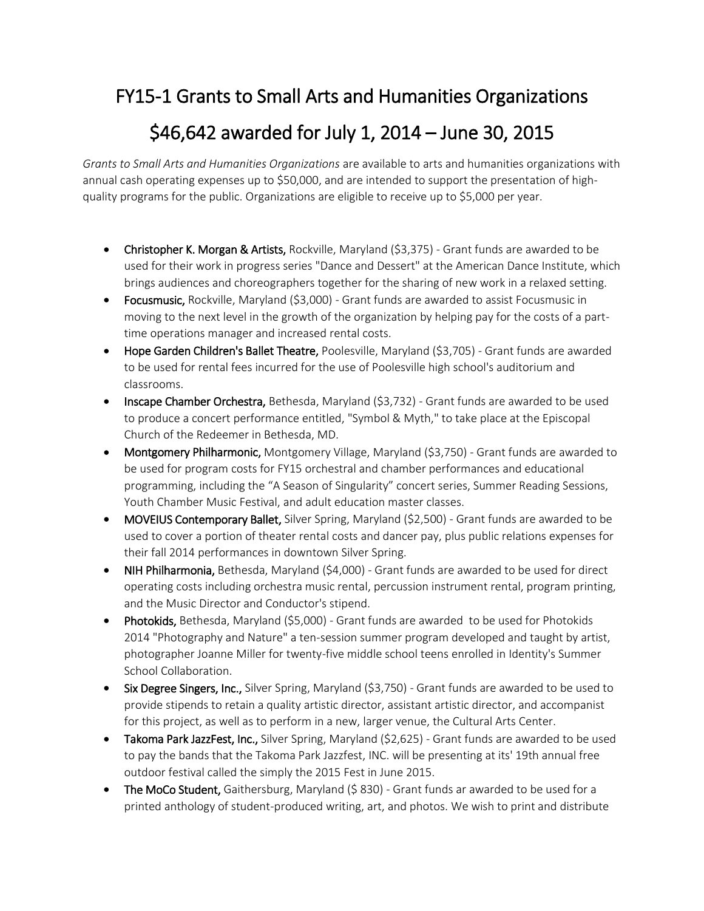# FY15-1 Grants to Small Arts and Humanities Organizations

# $46,642 awarded for July 1, 2014 – June 30, 2015

*Grants to Small Arts and Humanities Organizations* are available to arts and humanities organizations with annual cash operating expenses up to $50,000, and are intended to support the presentation of high-quality programs for the public. Organizations are eligible to receive up to $5,000 per year.

- **Christopher K. Morgan & Artists,** Rockville, Maryland ($3,375) - Grant funds are awarded to be used for their work in progress series "Dance and Dessert" at the American Dance Institute, which brings audiences and choreographers together for the sharing of new work in a relaxed setting.
- **Focusmusic,** Rockville, Maryland ($3,000) - Grant funds are awarded to assist Focusmusic in moving to the next level in the growth of the organization by helping pay for the costs of a part-time operations manager and increased rental costs.
- **Hope Garden Children's Ballet Theatre,** Poolesville, Maryland ($3,705) - Grant funds are awarded to be used for rental fees incurred for the use of Poolesville high school's auditorium and classrooms.
- **Inscape Chamber Orchestra,** Bethesda, Maryland ($3,732) - Grant funds are awarded to be used to produce a concert performance entitled, "Symbol & Myth," to take place at the Episcopal Church of the Redeemer in Bethesda, MD.
- **Montgomery Philharmonic,** Montgomery Village, Maryland ($3,750) - Grant funds are awarded to be used for program costs for FY15 orchestral and chamber performances and educational programming, including the "A Season of Singularity" concert series, Summer Reading Sessions, Youth Chamber Music Festival, and adult education master classes.
- **MOVEIUS Contemporary Ballet,** Silver Spring, Maryland ($2,500) - Grant funds are awarded to be used to cover a portion of theater rental costs and dancer pay, plus public relations expenses for their fall 2014 performances in downtown Silver Spring.
- **NIH Philharmonia,** Bethesda, Maryland ($4,000) - Grant funds are awarded to be used for direct operating costs including orchestra music rental, percussion instrument rental, program printing, and the Music Director and Conductor's stipend.
- **Photokids,** Bethesda, Maryland ($5,000) - Grant funds are awarded to be used for Photokids 2014 "Photography and Nature" a ten-session summer program developed and taught by artist, photographer Joanne Miller for twenty-five middle school teens enrolled in Identity's Summer School Collaboration.
- **Six Degree Singers, Inc.,** Silver Spring, Maryland ($3,750) - Grant funds are awarded to be used to provide stipends to retain a quality artistic director, assistant artistic director, and accompanist for this project, as well as to perform in a new, larger venue, the Cultural Arts Center.
- **Takoma Park JazzFest, Inc.,** Silver Spring, Maryland ($2,625) - Grant funds are awarded to be used to pay the bands that the Takoma Park Jazzfest, INC. will be presenting at its' 19th annual free outdoor festival called the simply the 2015 Fest in June 2015.
- **The MoCo Student,** Gaithersburg, Maryland ($ 830) - Grant funds ar awarded to be used for a printed anthology of student-produced writing, art, and photos. We wish to print and distribute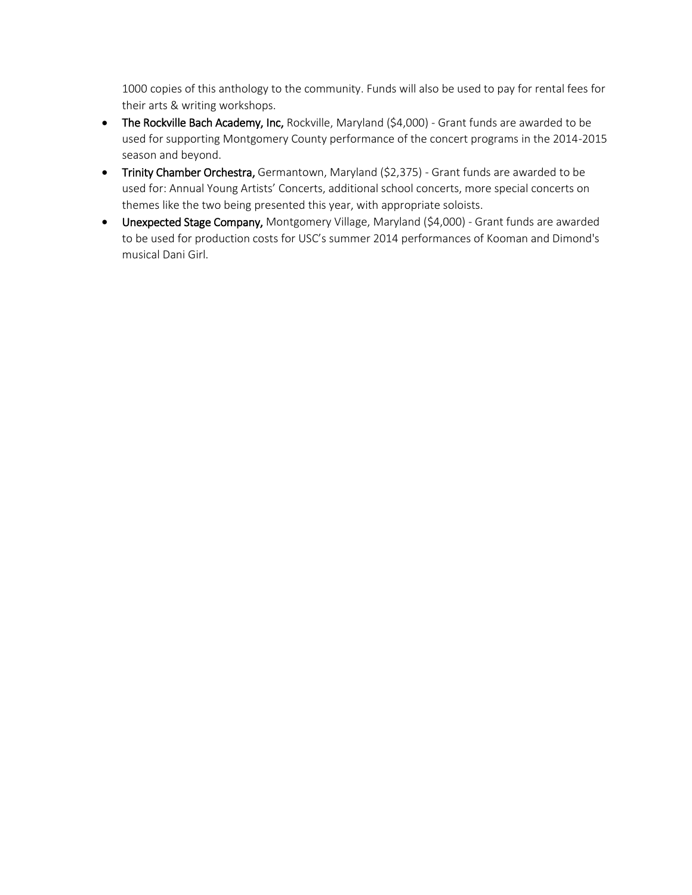1000 copies of this anthology to the community. Funds will also be used to pay for rental fees for their arts & writing workshops.

- **The Rockville Bach Academy, Inc,** Rockville, Maryland ($4,000) - Grant funds are awarded to be used for supporting Montgomery County performance of the concert programs in the 2014-2015 season and beyond.
- **Trinity Chamber Orchestra,** Germantown, Maryland ($2,375) - Grant funds are awarded to be used for: Annual Young Artists' Concerts, additional school concerts, more special concerts on themes like the two being presented this year, with appropriate soloists.
- **Unexpected Stage Company,** Montgomery Village, Maryland ($4,000) - Grant funds are awarded to be used for production costs for USC's summer 2014 performances of Kooman and Dimond's musical Dani Girl.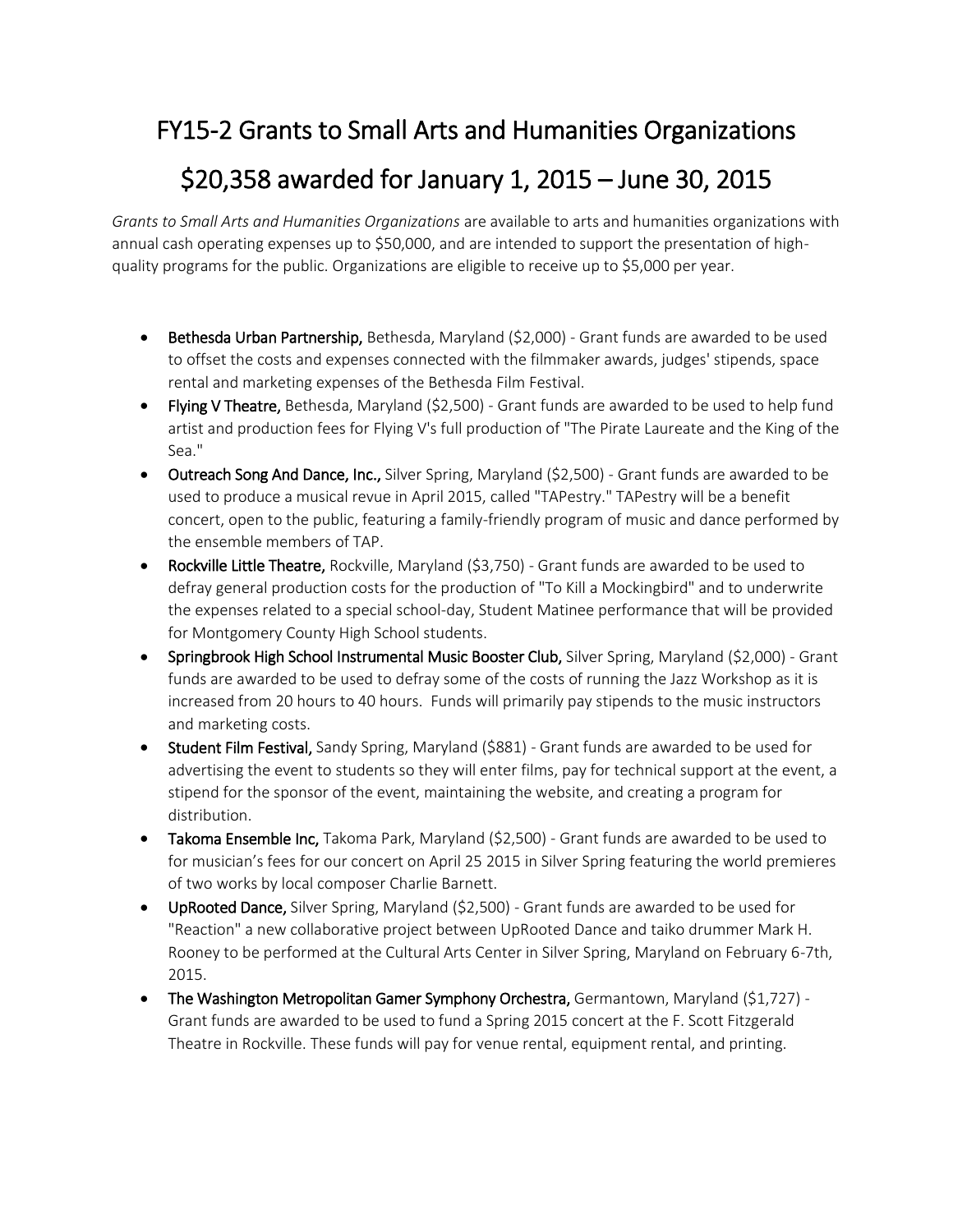# FY15-2 Grants to Small Arts and Humanities Organizations

# $20,358 awarded for January 1, 2015 – June 30, 2015

*Grants to Small Arts and Humanities Organizations* are available to arts and humanities organizations with annual cash operating expenses up to $50,000, and are intended to support the presentation of high-quality programs for the public. Organizations are eligible to receive up to $5,000 per year.

- **Bethesda Urban Partnership,** Bethesda, Maryland ($2,000) - Grant funds are awarded to be used to offset the costs and expenses connected with the filmmaker awards, judges' stipends, space rental and marketing expenses of the Bethesda Film Festival.
- **Flying V Theatre,** Bethesda, Maryland ($2,500) - Grant funds are awarded to be used to help fund artist and production fees for Flying V's full production of "The Pirate Laureate and the King of the Sea."
- **Outreach Song And Dance, Inc.,** Silver Spring, Maryland ($2,500) - Grant funds are awarded to be used to produce a musical revue in April 2015, called "TAPestry." TAPestry will be a benefit concert, open to the public, featuring a family-friendly program of music and dance performed by the ensemble members of TAP.
- **Rockville Little Theatre,** Rockville, Maryland ($3,750) - Grant funds are awarded to be used to defray general production costs for the production of "To Kill a Mockingbird" and to underwrite the expenses related to a special school-day, Student Matinee performance that will be provided for Montgomery County High School students.
- **Springbrook High School Instrumental Music Booster Club,** Silver Spring, Maryland ($2,000) - Grant funds are awarded to be used to defray some of the costs of running the Jazz Workshop as it is increased from 20 hours to 40 hours. Funds will primarily pay stipends to the music instructors and marketing costs.
- **Student Film Festival,** Sandy Spring, Maryland ($881) - Grant funds are awarded to be used for advertising the event to students so they will enter films, pay for technical support at the event, a stipend for the sponsor of the event, maintaining the website, and creating a program for distribution.
- **Takoma Ensemble Inc,** Takoma Park, Maryland ($2,500) - Grant funds are awarded to be used to for musician's fees for our concert on April 25 2015 in Silver Spring featuring the world premieres of two works by local composer Charlie Barnett.
- **UpRooted Dance,** Silver Spring, Maryland ($2,500) - Grant funds are awarded to be used for "Reaction" a new collaborative project between UpRooted Dance and taiko drummer Mark H. Rooney to be performed at the Cultural Arts Center in Silver Spring, Maryland on February 6-7th, 2015.
- **The Washington Metropolitan Gamer Symphony Orchestra,** Germantown, Maryland ($1,727) - Grant funds are awarded to be used to fund a Spring 2015 concert at the F. Scott Fitzgerald Theatre in Rockville. These funds will pay for venue rental, equipment rental, and printing.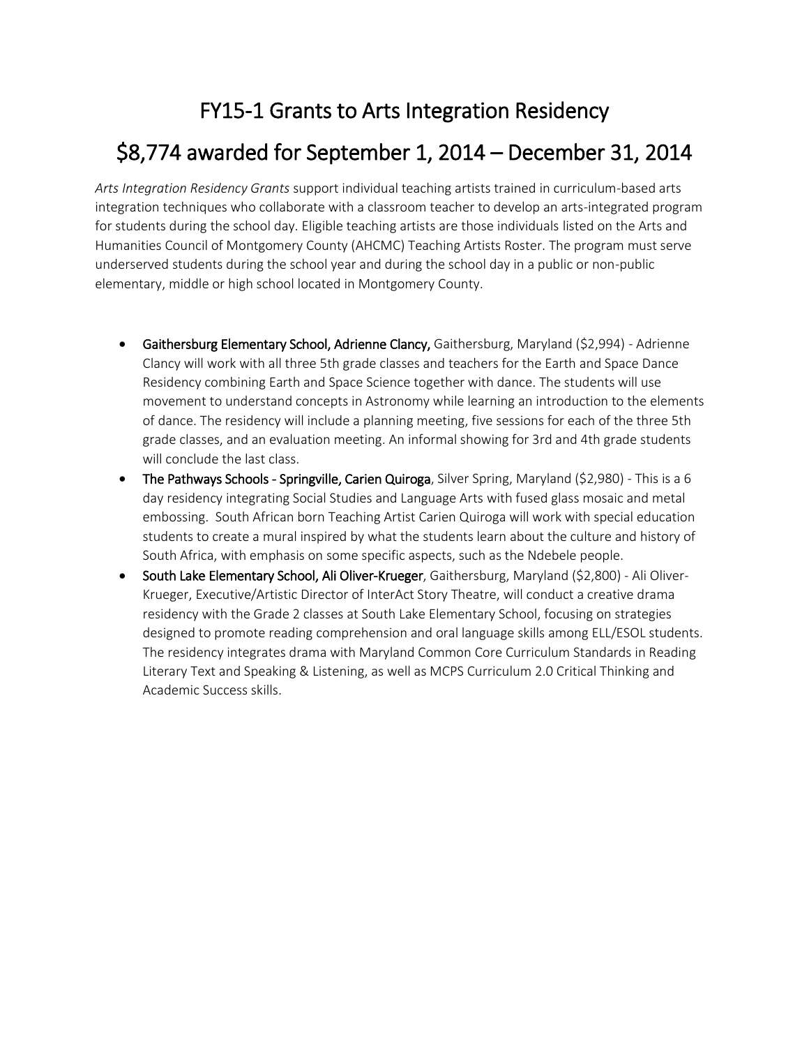# FY15-1 Grants to Arts Integration Residency

# $8,774 awarded for September 1, 2014 – December 31, 2014

*Arts Integration Residency Grants* support individual teaching artists trained in curriculum-based arts integration techniques who collaborate with a classroom teacher to develop an arts-integrated program for students during the school day. Eligible teaching artists are those individuals listed on the Arts and Humanities Council of Montgomery County (AHCMC) Teaching Artists Roster. The program must serve underserved students during the school year and during the school day in a public or non-public elementary, middle or high school located in Montgomery County.

- **Gaithersburg Elementary School, Adrienne Clancy,** Gaithersburg, Maryland ($2,994) - Adrienne Clancy will work with all three 5th grade classes and teachers for the Earth and Space Dance Residency combining Earth and Space Science together with dance. The students will use movement to understand concepts in Astronomy while learning an introduction to the elements of dance. The residency will include a planning meeting, five sessions for each of the three 5th grade classes, and an evaluation meeting. An informal showing for 3rd and 4th grade students will conclude the last class.
- **The Pathways Schools - Springville, Carien Quiroga**, Silver Spring, Maryland ($2,980) - This is a 6 day residency integrating Social Studies and Language Arts with fused glass mosaic and metal embossing. South African born Teaching Artist Carien Quiroga will work with special education students to create a mural inspired by what the students learn about the culture and history of South Africa, with emphasis on some specific aspects, such as the Ndebele people.
- **South Lake Elementary School, Ali Oliver-Krueger**, Gaithersburg, Maryland ($2,800) - Ali Oliver-Krueger, Executive/Artistic Director of InterAct Story Theatre, will conduct a creative drama residency with the Grade 2 classes at South Lake Elementary School, focusing on strategies designed to promote reading comprehension and oral language skills among ELL/ESOL students. The residency integrates drama with Maryland Common Core Curriculum Standards in Reading Literary Text and Speaking & Listening, as well as MCPS Curriculum 2.0 Critical Thinking and Academic Success skills.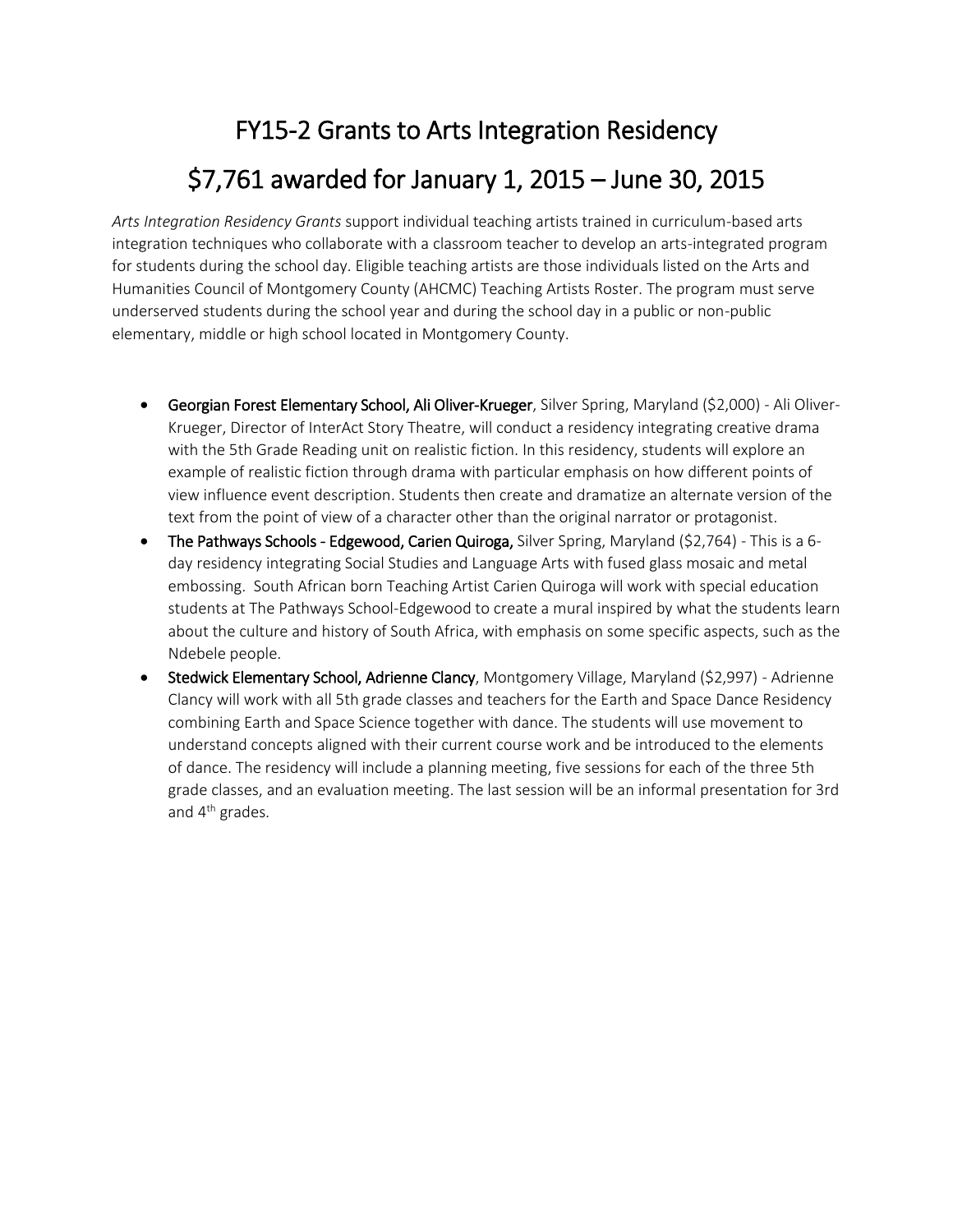# FY15-2 Grants to Arts Integration Residency

# $7,761 awarded for January 1, 2015 – June 30, 2015

*Arts Integration Residency Grants* support individual teaching artists trained in curriculum-based arts integration techniques who collaborate with a classroom teacher to develop an arts-integrated program for students during the school day. Eligible teaching artists are those individuals listed on the Arts and Humanities Council of Montgomery County (AHCMC) Teaching Artists Roster. The program must serve underserved students during the school year and during the school day in a public or non-public elementary, middle or high school located in Montgomery County.

- **Georgian Forest Elementary School, Ali Oliver-Krueger**, Silver Spring, Maryland ($2,000) - Ali Oliver-Krueger, Director of InterAct Story Theatre, will conduct a residency integrating creative drama with the 5th Grade Reading unit on realistic fiction. In this residency, students will explore an example of realistic fiction through drama with particular emphasis on how different points of view influence event description. Students then create and dramatize an alternate version of the text from the point of view of a character other than the original narrator or protagonist.
- **The Pathways Schools - Edgewood, Carien Quiroga,** Silver Spring, Maryland ($2,764) - This is a 6-day residency integrating Social Studies and Language Arts with fused glass mosaic and metal embossing. South African born Teaching Artist Carien Quiroga will work with special education students at The Pathways School-Edgewood to create a mural inspired by what the students learn about the culture and history of South Africa, with emphasis on some specific aspects, such as the Ndebele people.
- **Stedwick Elementary School, Adrienne Clancy**, Montgomery Village, Maryland ($2,997) - Adrienne Clancy will work with all 5th grade classes and teachers for the Earth and Space Dance Residency combining Earth and Space Science together with dance. The students will use movement to understand concepts aligned with their current course work and be introduced to the elements of dance. The residency will include a planning meeting, five sessions for each of the three 5th grade classes, and an evaluation meeting. The last session will be an informal presentation for 3rd and 4th grades.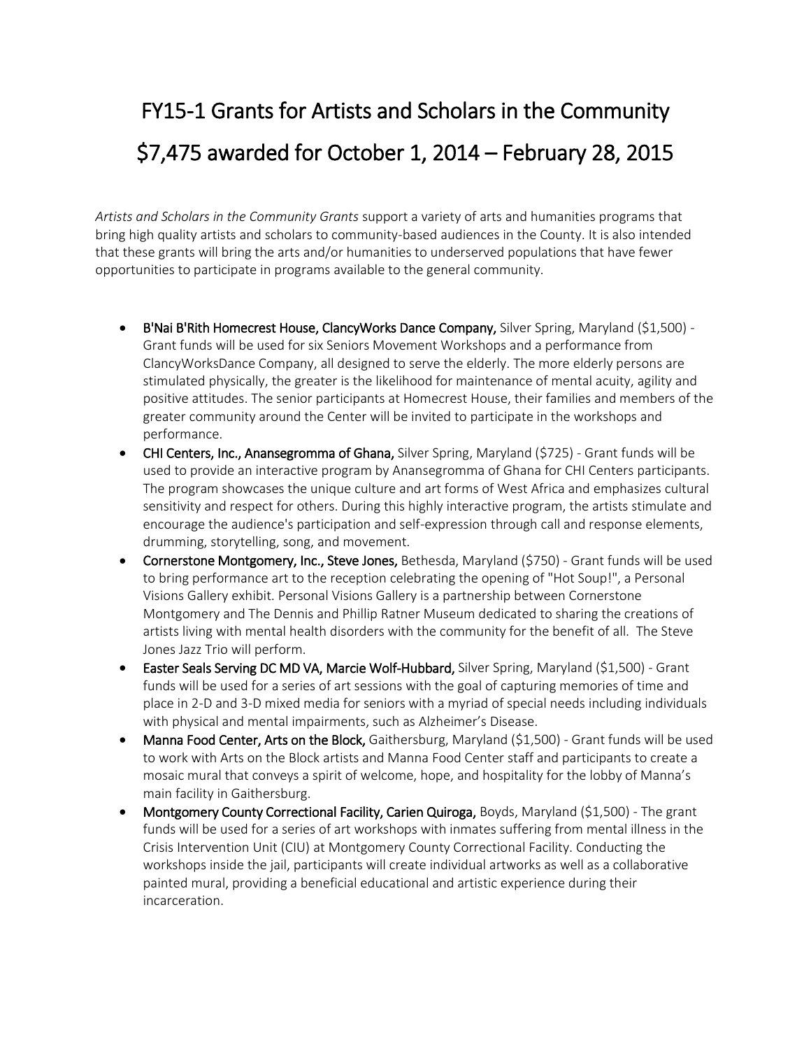# FY15-1 Grants for Artists and Scholars in the Community

# $7,475 awarded for October 1, 2014 – February 28, 2015

*Artists and Scholars in the Community Grants* support a variety of arts and humanities programs that bring high quality artists and scholars to community-based audiences in the County. It is also intended that these grants will bring the arts and/or humanities to underserved populations that have fewer opportunities to participate in programs available to the general community.

- **B'Nai B'Rith Homecrest House, ClancyWorks Dance Company,** Silver Spring, Maryland ($1,500) - Grant funds will be used for six Seniors Movement Workshops and a performance from ClancyWorksDance Company, all designed to serve the elderly. The more elderly persons are stimulated physically, the greater is the likelihood for maintenance of mental acuity, agility and positive attitudes. The senior participants at Homecrest House, their families and members of the greater community around the Center will be invited to participate in the workshops and performance.
- **CHI Centers, Inc., Anansegromma of Ghana,** Silver Spring, Maryland ($725) - Grant funds will be used to provide an interactive program by Anansegromma of Ghana for CHI Centers participants. The program showcases the unique culture and art forms of West Africa and emphasizes cultural sensitivity and respect for others. During this highly interactive program, the artists stimulate and encourage the audience's participation and self-expression through call and response elements, drumming, storytelling, song, and movement.
- **Cornerstone Montgomery, Inc., Steve Jones,** Bethesda, Maryland ($750) - Grant funds will be used to bring performance art to the reception celebrating the opening of "Hot Soup!", a Personal Visions Gallery exhibit. Personal Visions Gallery is a partnership between Cornerstone Montgomery and The Dennis and Phillip Ratner Museum dedicated to sharing the creations of artists living with mental health disorders with the community for the benefit of all. The Steve Jones Jazz Trio will perform.
- **Easter Seals Serving DC MD VA, Marcie Wolf-Hubbard,** Silver Spring, Maryland ($1,500) - Grant funds will be used for a series of art sessions with the goal of capturing memories of time and place in 2-D and 3-D mixed media for seniors with a myriad of special needs including individuals with physical and mental impairments, such as Alzheimer's Disease.
- **Manna Food Center, Arts on the Block,** Gaithersburg, Maryland ($1,500) - Grant funds will be used to work with Arts on the Block artists and Manna Food Center staff and participants to create a mosaic mural that conveys a spirit of welcome, hope, and hospitality for the lobby of Manna's main facility in Gaithersburg.
- **Montgomery County Correctional Facility, Carien Quiroga,** Boyds, Maryland ($1,500) - The grant funds will be used for a series of art workshops with inmates suffering from mental illness in the Crisis Intervention Unit (CIU) at Montgomery County Correctional Facility. Conducting the workshops inside the jail, participants will create individual artworks as well as a collaborative painted mural, providing a beneficial educational and artistic experience during their incarceration.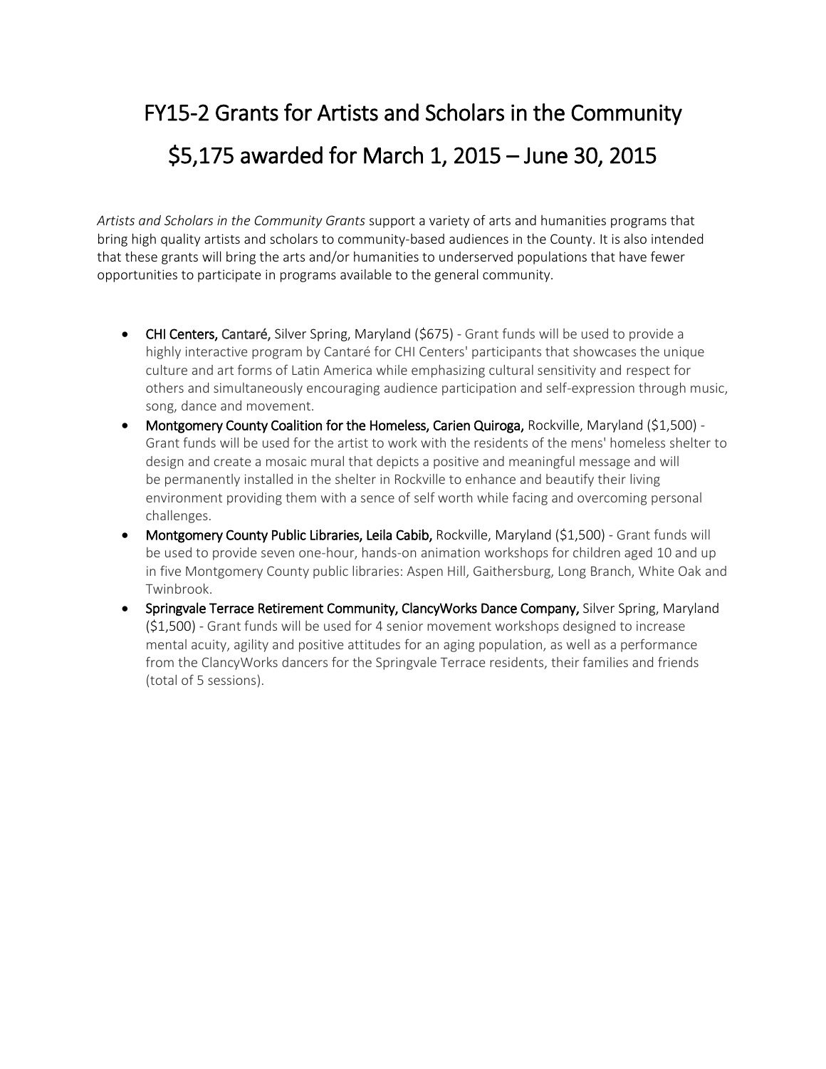# FY15-2 Grants for Artists and Scholars in the Community

# $5,175 awarded for March 1, 2015 – June 30, 2015

*Artists and Scholars in the Community Grants* support a variety of arts and humanities programs that bring high quality artists and scholars to community-based audiences in the County. It is also intended that these grants will bring the arts and/or humanities to underserved populations that have fewer opportunities to participate in programs available to the general community.

- **CHI Centers, Cantaré,** Silver Spring, Maryland ($675) - Grant funds will be used to provide a highly interactive program by Cantaré for CHI Centers' participants that showcases the unique culture and art forms of Latin America while emphasizing cultural sensitivity and respect for others and simultaneously encouraging audience participation and self-expression through music, song, dance and movement.
- **Montgomery County Coalition for the Homeless, Carien Quiroga,** Rockville, Maryland ($1,500) - Grant funds will be used for the artist to work with the residents of the mens' homeless shelter to design and create a mosaic mural that depicts a positive and meaningful message and will be permanently installed in the shelter in Rockville to enhance and beautify their living environment providing them with a sence of self worth while facing and overcoming personal challenges.
- **Montgomery County Public Libraries, Leila Cabib,** Rockville, Maryland ($1,500) - Grant funds will be used to provide seven one-hour, hands-on animation workshops for children aged 10 and up in five Montgomery County public libraries: Aspen Hill, Gaithersburg, Long Branch, White Oak and Twinbrook.
- **Springvale Terrace Retirement Community, ClancyWorks Dance Company,** Silver Spring, Maryland ($1,500) - Grant funds will be used for 4 senior movement workshops designed to increase mental acuity, agility and positive attitudes for an aging population, as well as a performance from the ClancyWorks dancers for the Springvale Terrace residents, their families and friends (total of 5 sessions).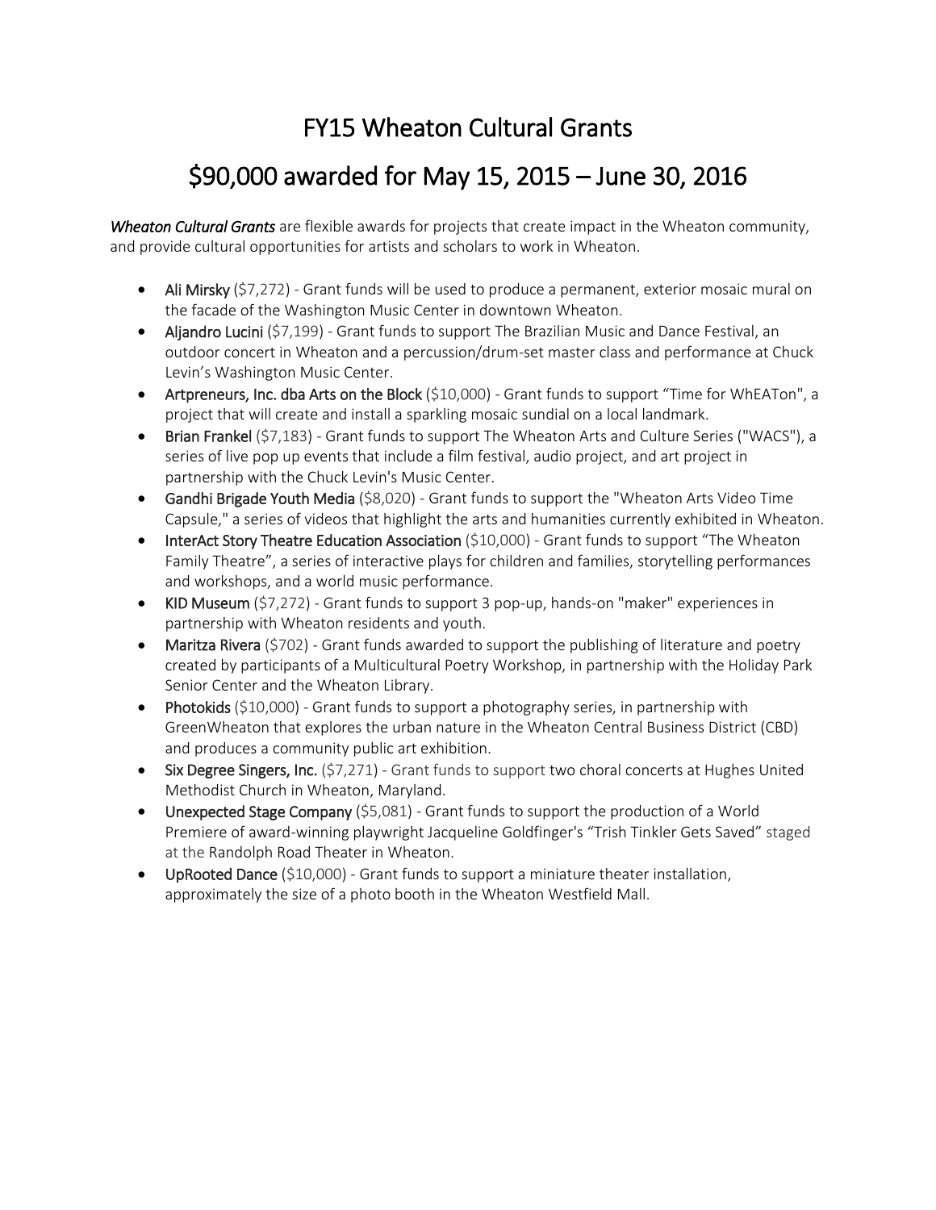# FY15 Wheaton Cultural Grants

# $90,000 awarded for May 15, 2015 – June 30, 2016

***Wheaton Cultural Grants*** are flexible awards for projects that create impact in the Wheaton community, and provide cultural opportunities for artists and scholars to work in Wheaton.

- **Ali Mirsky** ($7,272) - Grant funds will be used to produce a permanent, exterior mosaic mural on the facade of the Washington Music Center in downtown Wheaton.
- **Aljandro Lucini** ($7,199) - Grant funds to support The Brazilian Music and Dance Festival, an outdoor concert in Wheaton and a percussion/drum-set master class and performance at Chuck Levin's Washington Music Center.
- **Artpreneurs, Inc. dba Arts on the Block** ($10,000) - Grant funds to support "Time for WhEATon", a project that will create and install a sparkling mosaic sundial on a local landmark.
- **Brian Frankel** ($7,183) - Grant funds to support The Wheaton Arts and Culture Series ("WACS"), a series of live pop up events that include a film festival, audio project, and art project in partnership with the Chuck Levin's Music Center.
- **Gandhi Brigade Youth Media** ($8,020) - Grant funds to support the "Wheaton Arts Video Time Capsule," a series of videos that highlight the arts and humanities currently exhibited in Wheaton.
- **InterAct Story Theatre Education Association** ($10,000) - Grant funds to support "The Wheaton Family Theatre", a series of interactive plays for children and families, storytelling performances and workshops, and a world music performance.
- **KID Museum** ($7,272) - Grant funds to support 3 pop-up, hands-on "maker" experiences in partnership with Wheaton residents and youth.
- **Maritza Rivera** ($702) - Grant funds awarded to support the publishing of literature and poetry created by participants of a Multicultural Poetry Workshop, in partnership with the Holiday Park Senior Center and the Wheaton Library.
- **Photokids** ($10,000) - Grant funds to support a photography series, in partnership with GreenWheaton that explores the urban nature in the Wheaton Central Business District (CBD) and produces a community public art exhibition.
- **Six Degree Singers, Inc.** ($7,271) - Grant funds to support two choral concerts at Hughes United Methodist Church in Wheaton, Maryland.
- **Unexpected Stage Company** ($5,081) - Grant funds to support the production of a World Premiere of award-winning playwright Jacqueline Goldfinger's "Trish Tinkler Gets Saved" staged at the Randolph Road Theater in Wheaton.
- **UpRooted Dance** ($10,000) - Grant funds to support a miniature theater installation, approximately the size of a photo booth in the Wheaton Westfield Mall.